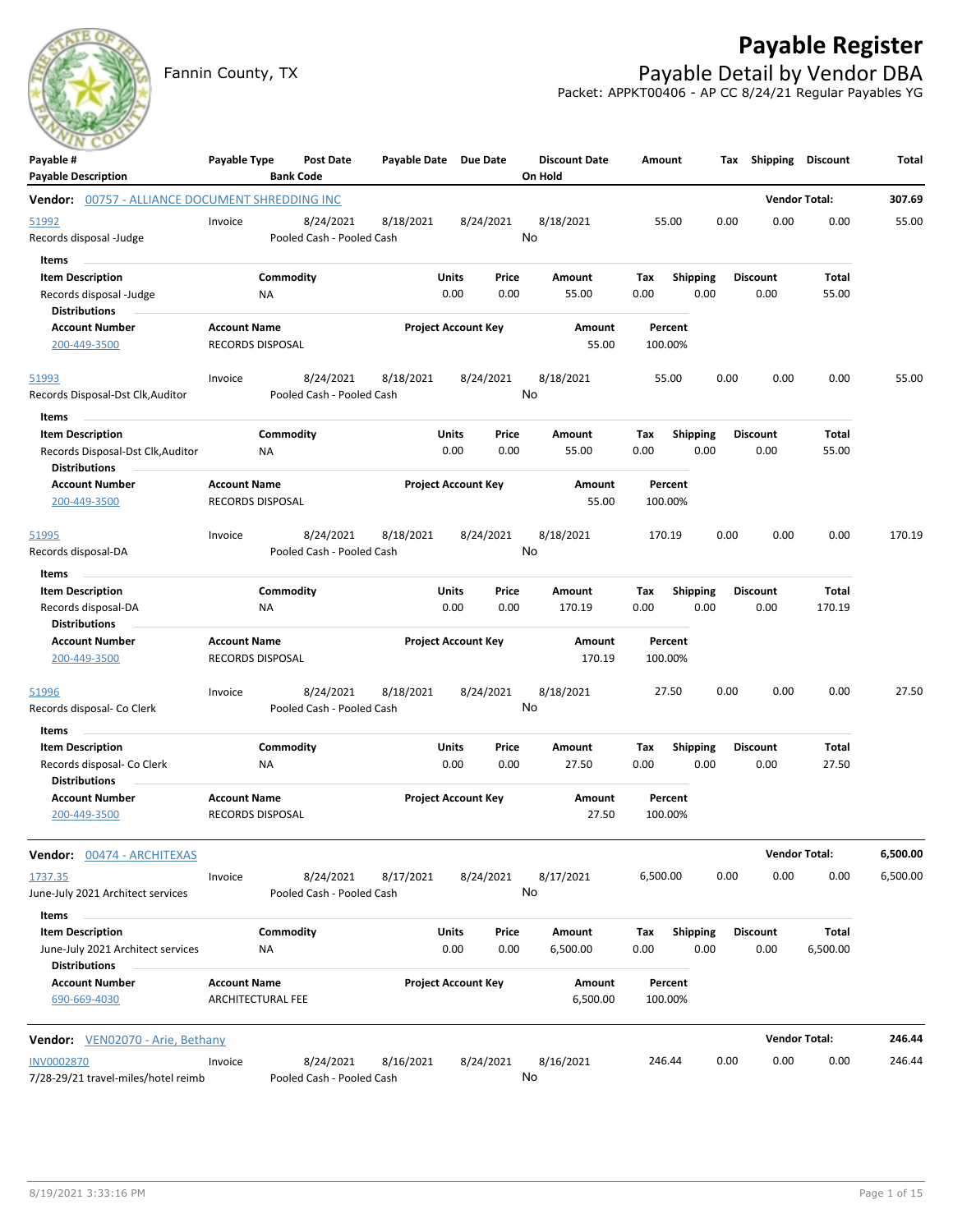# Payable Register

Fannin County, TX

## Payable Detail by Vendor DBA

Packet: APPKT00406 - AP CC 8/24/21 Regular Payables YG

| Payable # / Payable Description | Payable Type | Post Date / Bank Code | Payable Date | Due Date | Discount Date / On Hold | Amount | Tax | Shipping | Discount | Total |
|---|---|---|---|---|---|---|---|---|---|---|

**Vendor: 00757 - ALLIANCE DOCUMENT SHREDDING INC** — Vendor Total: **307.69**

| Payable # | Payable Type | Post Date | Payable Date | Due Date | Discount Date | Amount | Tax | Shipping | Discount | Total |
|---|---|---|---|---|---|---|---|---|---|---|
| 51992 | Invoice | 8/24/2021 | 8/18/2021 | 8/24/2021 | 8/18/2021 | 55.00 | 0.00 | 0.00 | 0.00 | 55.00 |
| Records disposal -Judge | | Pooled Cash - Pooled Cash | | | No | | | | | |

Items

| Item Description | Commodity | Units | Price | Amount | Tax | Shipping | Discount | Total |
|---|---|---|---|---|---|---|---|---|
| Records disposal -Judge | NA | 0.00 | 0.00 | 55.00 | 0.00 | 0.00 | 0.00 | 55.00 |

Distributions

| Account Number | Account Name | Project Account Key | Amount | Percent |
|---|---|---|---|---|
| 200-449-3500 | RECORDS DISPOSAL | | 55.00 | 100.00% |

| Payable # | Payable Type | Post Date | Payable Date | Due Date | Discount Date | Amount | Tax | Shipping | Discount | Total |
|---|---|---|---|---|---|---|---|---|---|---|
| 51993 | Invoice | 8/24/2021 | 8/18/2021 | 8/24/2021 | 8/18/2021 | 55.00 | 0.00 | 0.00 | 0.00 | 55.00 |
| Records Disposal-Dst Clk,Auditor | | Pooled Cash - Pooled Cash | | | No | | | | | |

Items

| Item Description | Commodity | Units | Price | Amount | Tax | Shipping | Discount | Total |
|---|---|---|---|---|---|---|---|---|
| Records Disposal-Dst Clk,Auditor | NA | 0.00 | 0.00 | 55.00 | 0.00 | 0.00 | 0.00 | 55.00 |

Distributions

| Account Number | Account Name | Project Account Key | Amount | Percent |
|---|---|---|---|---|
| 200-449-3500 | RECORDS DISPOSAL | | 55.00 | 100.00% |

| Payable # | Payable Type | Post Date | Payable Date | Due Date | Discount Date | Amount | Tax | Shipping | Discount | Total |
|---|---|---|---|---|---|---|---|---|---|---|
| 51995 | Invoice | 8/24/2021 | 8/18/2021 | 8/24/2021 | 8/18/2021 | 170.19 | 0.00 | 0.00 | 0.00 | 170.19 |
| Records disposal-DA | | Pooled Cash - Pooled Cash | | | No | | | | | |

Items

| Item Description | Commodity | Units | Price | Amount | Tax | Shipping | Discount | Total |
|---|---|---|---|---|---|---|---|---|
| Records disposal-DA | NA | 0.00 | 0.00 | 170.19 | 0.00 | 0.00 | 0.00 | 170.19 |

Distributions

| Account Number | Account Name | Project Account Key | Amount | Percent |
|---|---|---|---|---|
| 200-449-3500 | RECORDS DISPOSAL | | 170.19 | 100.00% |

| Payable # | Payable Type | Post Date | Payable Date | Due Date | Discount Date | Amount | Tax | Shipping | Discount | Total |
|---|---|---|---|---|---|---|---|---|---|---|
| 51996 | Invoice | 8/24/2021 | 8/18/2021 | 8/24/2021 | 8/18/2021 | 27.50 | 0.00 | 0.00 | 0.00 | 27.50 |
| Records disposal- Co Clerk | | Pooled Cash - Pooled Cash | | | No | | | | | |

Items

| Item Description | Commodity | Units | Price | Amount | Tax | Shipping | Discount | Total |
|---|---|---|---|---|---|---|---|---|
| Records disposal- Co Clerk | NA | 0.00 | 0.00 | 27.50 | 0.00 | 0.00 | 0.00 | 27.50 |

Distributions

| Account Number | Account Name | Project Account Key | Amount | Percent |
|---|---|---|---|---|
| 200-449-3500 | RECORDS DISPOSAL | | 27.50 | 100.00% |

**Vendor: 00474 - ARCHITEXAS** — Vendor Total: **6,500.00**

| Payable # | Payable Type | Post Date | Payable Date | Due Date | Discount Date | Amount | Tax | Shipping | Discount | Total |
|---|---|---|---|---|---|---|---|---|---|---|
| 1737.35 | Invoice | 8/24/2021 | 8/17/2021 | 8/24/2021 | 8/17/2021 | 6,500.00 | 0.00 | 0.00 | 0.00 | 6,500.00 |
| June-July 2021 Architect services | | Pooled Cash - Pooled Cash | | | No | | | | | |

Items

| Item Description | Commodity | Units | Price | Amount | Tax | Shipping | Discount | Total |
|---|---|---|---|---|---|---|---|---|
| June-July 2021 Architect services | NA | 0.00 | 0.00 | 6,500.00 | 0.00 | 0.00 | 0.00 | 6,500.00 |

Distributions

| Account Number | Account Name | Project Account Key | Amount | Percent |
|---|---|---|---|---|
| 690-669-4030 | ARCHITECTURAL FEE | | 6,500.00 | 100.00% |

**Vendor: VEN02070 - Arie, Bethany** — Vendor Total: **246.44**

| Payable # | Payable Type | Post Date | Payable Date | Due Date | Discount Date | Amount | Tax | Shipping | Discount | Total |
|---|---|---|---|---|---|---|---|---|---|---|
| INV0002870 | Invoice | 8/24/2021 | 8/16/2021 | 8/24/2021 | 8/16/2021 | 246.44 | 0.00 | 0.00 | 0.00 | 246.44 |
| 7/28-29/21 travel-miles/hotel reimb | | Pooled Cash - Pooled Cash | | | No | | | | | |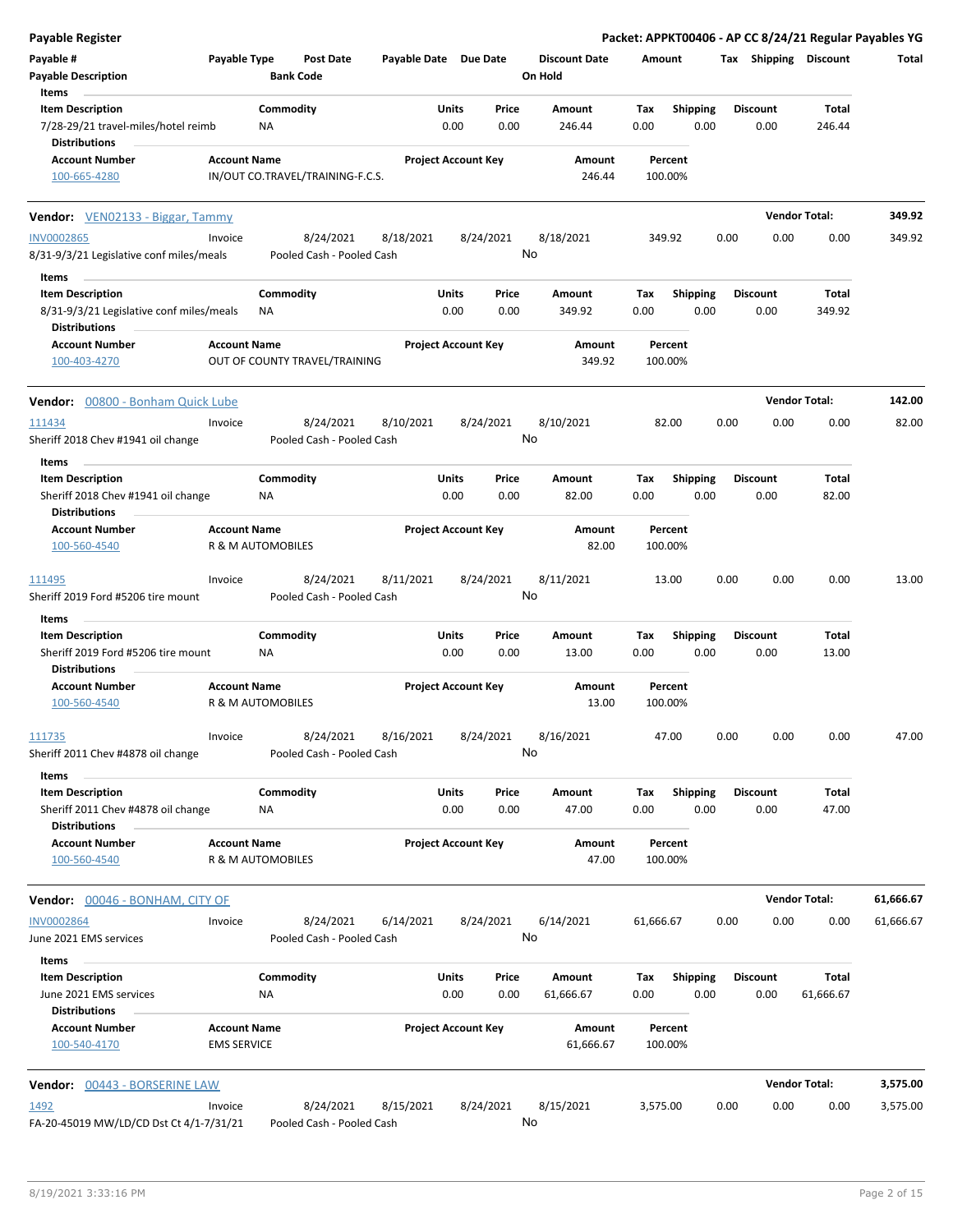**Payable Register** — **Packet: APPKT00406 - AP CC 8/24/21 Regular Payables YG**

| Payable # | Payable Type | Post Date | Payable Date | Due Date | Discount Date | Amount | Tax | Shipping | Discount | Total |
|---|---|---|---|---|---|---|---|---|---|---|
| Payable Description | | Bank Code | | | On Hold | | | | | |

**Items**

| Item Description | Commodity | Units | Price | Amount | Tax | Shipping | Discount | Total |
|---|---|---|---|---|---|---|---|---|
| 7/28-29/21 travel-miles/hotel reimb | NA | 0.00 | 0.00 | 246.44 | 0.00 | 0.00 | 0.00 | 246.44 |

**Distributions**

| Account Number | Account Name | Project Account Key | Amount | Percent |
|---|---|---|---|---|
| 100-665-4280 | IN/OUT CO.TRAVEL/TRAINING-F.C.S. | | 246.44 | 100.00% |

---

**Vendor: VEN02133 - Biggar, Tammy** — **Vendor Total: 349.92**

| Payable # | Payable Type | Post Date | Payable Date | Due Date | Discount Date | Amount | Tax | Shipping | Discount | Total |
|---|---|---|---|---|---|---|---|---|---|---|
| INV0002865 | Invoice | 8/24/2021 | 8/18/2021 | 8/24/2021 | 8/18/2021 | 349.92 | 0.00 | 0.00 | 0.00 | 349.92 |
| 8/31-9/3/21 Legislative conf miles/meals | | Pooled Cash - Pooled Cash | | | No | | | | | |

**Items**

| Item Description | Commodity | Units | Price | Amount | Tax | Shipping | Discount | Total |
|---|---|---|---|---|---|---|---|---|
| 8/31-9/3/21 Legislative conf miles/meals | NA | 0.00 | 0.00 | 349.92 | 0.00 | 0.00 | 0.00 | 349.92 |

**Distributions**

| Account Number | Account Name | Project Account Key | Amount | Percent |
|---|---|---|---|---|
| 100-403-4270 | OUT OF COUNTY TRAVEL/TRAINING | | 349.92 | 100.00% |

---

**Vendor: 00800 - Bonham Quick Lube** — **Vendor Total: 142.00**

| Payable # | Payable Type | Post Date | Payable Date | Due Date | Discount Date | Amount | Tax | Shipping | Discount | Total |
|---|---|---|---|---|---|---|---|---|---|---|
| 111434 | Invoice | 8/24/2021 | 8/10/2021 | 8/24/2021 | 8/10/2021 | 82.00 | 0.00 | 0.00 | 0.00 | 82.00 |
| Sheriff 2018 Chev #1941 oil change | | Pooled Cash - Pooled Cash | | | No | | | | | |

**Items**

| Item Description | Commodity | Units | Price | Amount | Tax | Shipping | Discount | Total |
|---|---|---|---|---|---|---|---|---|
| Sheriff 2018 Chev #1941 oil change | NA | 0.00 | 0.00 | 82.00 | 0.00 | 0.00 | 0.00 | 82.00 |

**Distributions**

| Account Number | Account Name | Project Account Key | Amount | Percent |
|---|---|---|---|---|
| 100-560-4540 | R & M AUTOMOBILES | | 82.00 | 100.00% |

| Payable # | Payable Type | Post Date | Payable Date | Due Date | Discount Date | Amount | Tax | Shipping | Discount | Total |
|---|---|---|---|---|---|---|---|---|---|---|
| 111495 | Invoice | 8/24/2021 | 8/11/2021 | 8/24/2021 | 8/11/2021 | 13.00 | 0.00 | 0.00 | 0.00 | 13.00 |
| Sheriff 2019 Ford #5206 tire mount | | Pooled Cash - Pooled Cash | | | No | | | | | |

**Items**

| Item Description | Commodity | Units | Price | Amount | Tax | Shipping | Discount | Total |
|---|---|---|---|---|---|---|---|---|
| Sheriff 2019 Ford #5206 tire mount | NA | 0.00 | 0.00 | 13.00 | 0.00 | 0.00 | 0.00 | 13.00 |

**Distributions**

| Account Number | Account Name | Project Account Key | Amount | Percent |
|---|---|---|---|---|
| 100-560-4540 | R & M AUTOMOBILES | | 13.00 | 100.00% |

| Payable # | Payable Type | Post Date | Payable Date | Due Date | Discount Date | Amount | Tax | Shipping | Discount | Total |
|---|---|---|---|---|---|---|---|---|---|---|
| 111735 | Invoice | 8/24/2021 | 8/16/2021 | 8/24/2021 | 8/16/2021 | 47.00 | 0.00 | 0.00 | 0.00 | 47.00 |
| Sheriff 2011 Chev #4878 oil change | | Pooled Cash - Pooled Cash | | | No | | | | | |

**Items**

| Item Description | Commodity | Units | Price | Amount | Tax | Shipping | Discount | Total |
|---|---|---|---|---|---|---|---|---|
| Sheriff 2011 Chev #4878 oil change | NA | 0.00 | 0.00 | 47.00 | 0.00 | 0.00 | 0.00 | 47.00 |

**Distributions**

| Account Number | Account Name | Project Account Key | Amount | Percent |
|---|---|---|---|---|
| 100-560-4540 | R & M AUTOMOBILES | | 47.00 | 100.00% |

---

**Vendor: 00046 - BONHAM, CITY OF** — **Vendor Total: 61,666.67**

| Payable # | Payable Type | Post Date | Payable Date | Due Date | Discount Date | Amount | Tax | Shipping | Discount | Total |
|---|---|---|---|---|---|---|---|---|---|---|
| INV0002864 | Invoice | 8/24/2021 | 6/14/2021 | 8/24/2021 | 6/14/2021 | 61,666.67 | 0.00 | 0.00 | 0.00 | 61,666.67 |
| June 2021 EMS services | | Pooled Cash - Pooled Cash | | | No | | | | | |

**Items**

| Item Description | Commodity | Units | Price | Amount | Tax | Shipping | Discount | Total |
|---|---|---|---|---|---|---|---|---|
| June 2021 EMS services | NA | 0.00 | 0.00 | 61,666.67 | 0.00 | 0.00 | 0.00 | 61,666.67 |

**Distributions**

| Account Number | Account Name | Project Account Key | Amount | Percent |
|---|---|---|---|---|
| 100-540-4170 | EMS SERVICE | | 61,666.67 | 100.00% |

---

**Vendor: 00443 - BORSERINE LAW** — **Vendor Total: 3,575.00**

| Payable # | Payable Type | Post Date | Payable Date | Due Date | Discount Date | Amount | Tax | Shipping | Discount | Total |
|---|---|---|---|---|---|---|---|---|---|---|
| 1492 | Invoice | 8/24/2021 | 8/15/2021 | 8/24/2021 | 8/15/2021 | 3,575.00 | 0.00 | 0.00 | 0.00 | 3,575.00 |
| FA-20-45019 MW/LD/CD Dst Ct 4/1-7/31/21 | | Pooled Cash - Pooled Cash | | | No | | | | | |

8/19/2021 3:33:16 PM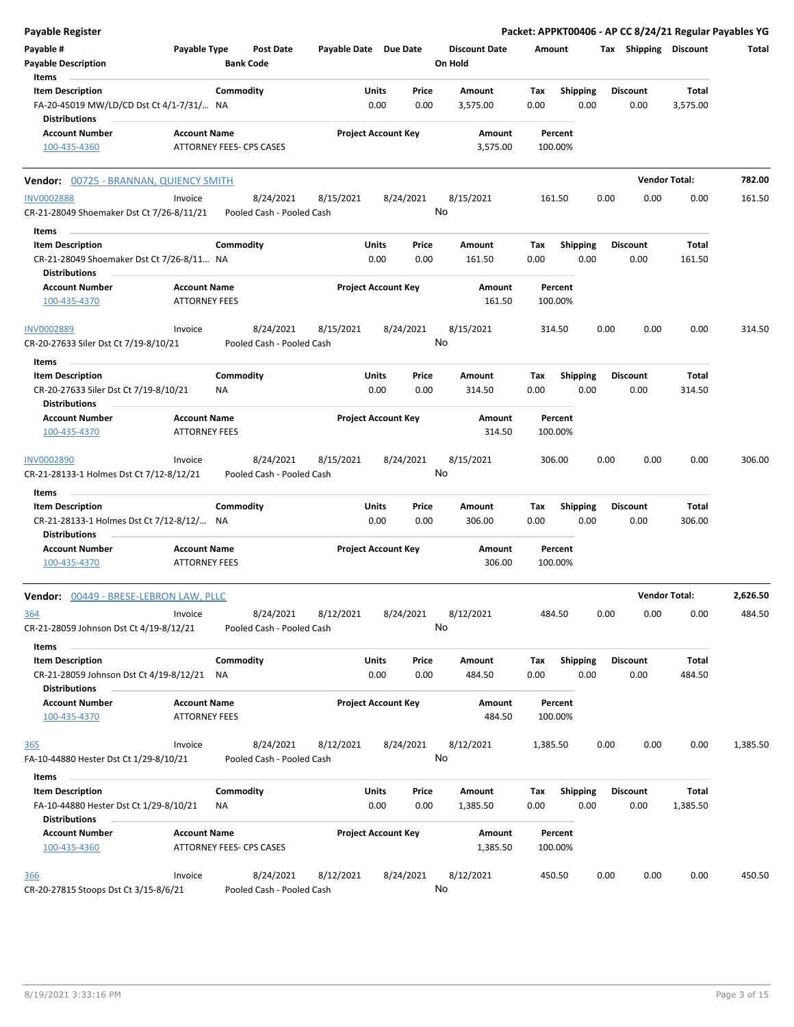**Payable Register** **Packet: APPKT00406 - AP CC 8/24/21 Regular Payables YG**

| Payable # | Payable Type | Post Date | Payable Date | Due Date | Discount Date | Amount | Tax | Shipping | Discount | Total |
|---|---|---|---|---|---|---|---|---|---|---|
| Payable Description | | Bank Code | | | On Hold | | | | | |

**Items**

| Item Description | Commodity | Units | Price | Amount | Tax | Shipping | Discount | Total |
|---|---|---|---|---|---|---|---|---|
| FA-20-45019 MW/LD/CD Dst Ct 4/1-7/31/... | NA | 0.00 | 0.00 | 3,575.00 | 0.00 | 0.00 | 0.00 | 3,575.00 |

**Distributions**

| Account Number | Account Name | Project Account Key | Amount | Percent |
|---|---|---|---|---|
| 100-435-4360 | ATTORNEY FEES- CPS CASES | | 3,575.00 | 100.00% |

---

## Vendor: 00725 - BRANNAN, QUIENCY SMITH — Vendor Total: 782.00

| Payable # | Payable Type | Post Date | Payable Date | Due Date | Discount Date | Amount | Tax | Shipping | Discount | Total |
|---|---|---|---|---|---|---|---|---|---|---|
| INV0002888 | Invoice | 8/24/2021 | 8/15/2021 | 8/24/2021 | 8/15/2021 | 161.50 | 0.00 | 0.00 | 0.00 | 161.50 |
| CR-21-28049 Shoemaker Dst Ct 7/26-8/11/21 | | Pooled Cash - Pooled Cash | | | No | | | | | |

**Items**

| Item Description | Commodity | Units | Price | Amount | Tax | Shipping | Discount | Total |
|---|---|---|---|---|---|---|---|---|
| CR-21-28049 Shoemaker Dst Ct 7/26-8/11... | NA | 0.00 | 0.00 | 161.50 | 0.00 | 0.00 | 0.00 | 161.50 |

**Distributions**

| Account Number | Account Name | Project Account Key | Amount | Percent |
|---|---|---|---|---|
| 100-435-4370 | ATTORNEY FEES | | 161.50 | 100.00% |

| Payable # | Payable Type | Post Date | Payable Date | Due Date | Discount Date | Amount | Tax | Shipping | Discount | Total |
|---|---|---|---|---|---|---|---|---|---|---|
| INV0002889 | Invoice | 8/24/2021 | 8/15/2021 | 8/24/2021 | 8/15/2021 | 314.50 | 0.00 | 0.00 | 0.00 | 314.50 |
| CR-20-27633 Siler Dst Ct 7/19-8/10/21 | | Pooled Cash - Pooled Cash | | | No | | | | | |

**Items**

| Item Description | Commodity | Units | Price | Amount | Tax | Shipping | Discount | Total |
|---|---|---|---|---|---|---|---|---|
| CR-20-27633 Siler Dst Ct 7/19-8/10/21 | NA | 0.00 | 0.00 | 314.50 | 0.00 | 0.00 | 0.00 | 314.50 |

**Distributions**

| Account Number | Account Name | Project Account Key | Amount | Percent |
|---|---|---|---|---|
| 100-435-4370 | ATTORNEY FEES | | 314.50 | 100.00% |

| Payable # | Payable Type | Post Date | Payable Date | Due Date | Discount Date | Amount | Tax | Shipping | Discount | Total |
|---|---|---|---|---|---|---|---|---|---|---|
| INV0002890 | Invoice | 8/24/2021 | 8/15/2021 | 8/24/2021 | 8/15/2021 | 306.00 | 0.00 | 0.00 | 0.00 | 306.00 |
| CR-21-28133-1 Holmes Dst Ct 7/12-8/12/21 | | Pooled Cash - Pooled Cash | | | No | | | | | |

**Items**

| Item Description | Commodity | Units | Price | Amount | Tax | Shipping | Discount | Total |
|---|---|---|---|---|---|---|---|---|
| CR-21-28133-1 Holmes Dst Ct 7/12-8/12/... | NA | 0.00 | 0.00 | 306.00 | 0.00 | 0.00 | 0.00 | 306.00 |

**Distributions**

| Account Number | Account Name | Project Account Key | Amount | Percent |
|---|---|---|---|---|
| 100-435-4370 | ATTORNEY FEES | | 306.00 | 100.00% |

---

## Vendor: 00449 - BRESE-LEBRON LAW, PLLC — Vendor Total: 2,626.50

| Payable # | Payable Type | Post Date | Payable Date | Due Date | Discount Date | Amount | Tax | Shipping | Discount | Total |
|---|---|---|---|---|---|---|---|---|---|---|
| 364 | Invoice | 8/24/2021 | 8/12/2021 | 8/24/2021 | 8/12/2021 | 484.50 | 0.00 | 0.00 | 0.00 | 484.50 |
| CR-21-28059 Johnson Dst Ct 4/19-8/12/21 | | Pooled Cash - Pooled Cash | | | No | | | | | |

**Items**

| Item Description | Commodity | Units | Price | Amount | Tax | Shipping | Discount | Total |
|---|---|---|---|---|---|---|---|---|
| CR-21-28059 Johnson Dst Ct 4/19-8/12/21 | NA | 0.00 | 0.00 | 484.50 | 0.00 | 0.00 | 0.00 | 484.50 |

**Distributions**

| Account Number | Account Name | Project Account Key | Amount | Percent |
|---|---|---|---|---|
| 100-435-4370 | ATTORNEY FEES | | 484.50 | 100.00% |

| Payable # | Payable Type | Post Date | Payable Date | Due Date | Discount Date | Amount | Tax | Shipping | Discount | Total |
|---|---|---|---|---|---|---|---|---|---|---|
| 365 | Invoice | 8/24/2021 | 8/12/2021 | 8/24/2021 | 8/12/2021 | 1,385.50 | 0.00 | 0.00 | 0.00 | 1,385.50 |
| FA-10-44880 Hester Dst Ct 1/29-8/10/21 | | Pooled Cash - Pooled Cash | | | No | | | | | |

**Items**

| Item Description | Commodity | Units | Price | Amount | Tax | Shipping | Discount | Total |
|---|---|---|---|---|---|---|---|---|
| FA-10-44880 Hester Dst Ct 1/29-8/10/21 | NA | 0.00 | 0.00 | 1,385.50 | 0.00 | 0.00 | 0.00 | 1,385.50 |

**Distributions**

| Account Number | Account Name | Project Account Key | Amount | Percent |
|---|---|---|---|---|
| 100-435-4360 | ATTORNEY FEES- CPS CASES | | 1,385.50 | 100.00% |

| Payable # | Payable Type | Post Date | Payable Date | Due Date | Discount Date | Amount | Tax | Shipping | Discount | Total |
|---|---|---|---|---|---|---|---|---|---|---|
| 366 | Invoice | 8/24/2021 | 8/12/2021 | 8/24/2021 | 8/12/2021 | 450.50 | 0.00 | 0.00 | 0.00 | 450.50 |
| CR-20-27815 Stoops Dst Ct 3/15-8/6/21 | | Pooled Cash - Pooled Cash | | | No | | | | | |

8/19/2021 3:33:16 PM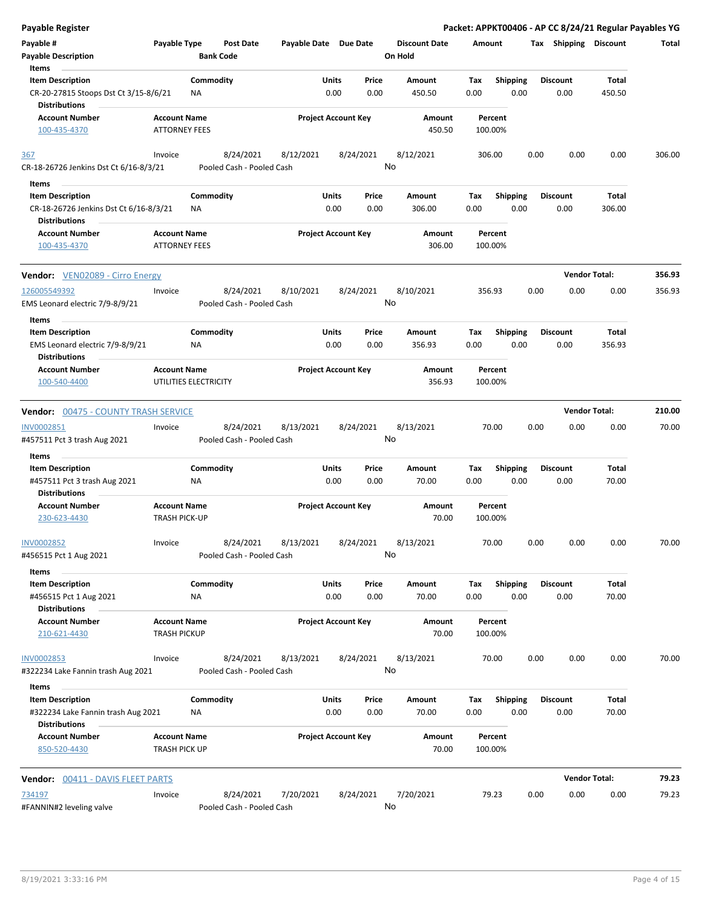**Payable Register** — **Packet: APPKT00406 - AP CC 8/24/21 Regular Payables YG**

| Payable # | Payable Type | Post Date | Payable Date | Due Date | Discount Date | Amount | Tax | Shipping | Discount | Total |
|---|---|---|---|---|---|---|---|---|---|---|
| Payable Description | | Bank Code | | | On Hold | | | | | |

**Items**

| Item Description | Commodity | Units | Price | Amount | Tax | Shipping | Discount | Total |
|---|---|---|---|---|---|---|---|---|
| CR-20-27815 Stoops Dst Ct 3/15-8/6/21 | NA | 0.00 | 0.00 | 450.50 | 0.00 | 0.00 | 0.00 | 450.50 |

**Distributions**

| Account Number | Account Name | Project Account Key | Amount | Percent |
|---|---|---|---|---|
| 100-435-4370 | ATTORNEY FEES | | 450.50 | 100.00% |

| Payable # | Payable Type | Post Date | Payable Date | Due Date | Discount Date | Amount | Tax | Shipping | Discount | Total |
|---|---|---|---|---|---|---|---|---|---|---|
| 367 | Invoice | 8/24/2021 | 8/12/2021 | 8/24/2021 | 8/12/2021 | 306.00 | 0.00 | 0.00 | 0.00 | 306.00 |
| CR-18-26726 Jenkins Dst Ct 6/16-8/3/21 | | Pooled Cash - Pooled Cash | | | No | | | | | |

**Items**

| Item Description | Commodity | Units | Price | Amount | Tax | Shipping | Discount | Total |
|---|---|---|---|---|---|---|---|---|
| CR-18-26726 Jenkins Dst Ct 6/16-8/3/21 | NA | 0.00 | 0.00 | 306.00 | 0.00 | 0.00 | 0.00 | 306.00 |

**Distributions**

| Account Number | Account Name | Project Account Key | Amount | Percent |
|---|---|---|---|---|
| 100-435-4370 | ATTORNEY FEES | | 306.00 | 100.00% |

**Vendor:** VEN02089 - Cirro Energy — **Vendor Total: 356.93**

| Payable # | Payable Type | Post Date | Payable Date | Due Date | Discount Date | Amount | Tax | Shipping | Discount | Total |
|---|---|---|---|---|---|---|---|---|---|---|
| 126005549392 | Invoice | 8/24/2021 | 8/10/2021 | 8/24/2021 | 8/10/2021 | 356.93 | 0.00 | 0.00 | 0.00 | 356.93 |
| EMS Leonard electric 7/9-8/9/21 | | Pooled Cash - Pooled Cash | | | No | | | | | |

**Items**

| Item Description | Commodity | Units | Price | Amount | Tax | Shipping | Discount | Total |
|---|---|---|---|---|---|---|---|---|
| EMS Leonard electric 7/9-8/9/21 | NA | 0.00 | 0.00 | 356.93 | 0.00 | 0.00 | 0.00 | 356.93 |

**Distributions**

| Account Number | Account Name | Project Account Key | Amount | Percent |
|---|---|---|---|---|
| 100-540-4400 | UTILITIES ELECTRICITY | | 356.93 | 100.00% |

**Vendor:** 00475 - COUNTY TRASH SERVICE — **Vendor Total: 210.00**

| Payable # | Payable Type | Post Date | Payable Date | Due Date | Discount Date | Amount | Tax | Shipping | Discount | Total |
|---|---|---|---|---|---|---|---|---|---|---|
| INV0002851 | Invoice | 8/24/2021 | 8/13/2021 | 8/24/2021 | 8/13/2021 | 70.00 | 0.00 | 0.00 | 0.00 | 70.00 |
| #457511 Pct 3 trash Aug 2021 | | Pooled Cash - Pooled Cash | | | No | | | | | |

**Items**

| Item Description | Commodity | Units | Price | Amount | Tax | Shipping | Discount | Total |
|---|---|---|---|---|---|---|---|---|
| #457511 Pct 3 trash Aug 2021 | NA | 0.00 | 0.00 | 70.00 | 0.00 | 0.00 | 0.00 | 70.00 |

**Distributions**

| Account Number | Account Name | Project Account Key | Amount | Percent |
|---|---|---|---|---|
| 230-623-4430 | TRASH PICK-UP | | 70.00 | 100.00% |

| Payable # | Payable Type | Post Date | Payable Date | Due Date | Discount Date | Amount | Tax | Shipping | Discount | Total |
|---|---|---|---|---|---|---|---|---|---|---|
| INV0002852 | Invoice | 8/24/2021 | 8/13/2021 | 8/24/2021 | 8/13/2021 | 70.00 | 0.00 | 0.00 | 0.00 | 70.00 |
| #456515 Pct 1 Aug 2021 | | Pooled Cash - Pooled Cash | | | No | | | | | |

**Items**

| Item Description | Commodity | Units | Price | Amount | Tax | Shipping | Discount | Total |
|---|---|---|---|---|---|---|---|---|
| #456515 Pct 1 Aug 2021 | NA | 0.00 | 0.00 | 70.00 | 0.00 | 0.00 | 0.00 | 70.00 |

**Distributions**

| Account Number | Account Name | Project Account Key | Amount | Percent |
|---|---|---|---|---|
| 210-621-4430 | TRASH PICKUP | | 70.00 | 100.00% |

| Payable # | Payable Type | Post Date | Payable Date | Due Date | Discount Date | Amount | Tax | Shipping | Discount | Total |
|---|---|---|---|---|---|---|---|---|---|---|
| INV0002853 | Invoice | 8/24/2021 | 8/13/2021 | 8/24/2021 | 8/13/2021 | 70.00 | 0.00 | 0.00 | 0.00 | 70.00 |
| #322234 Lake Fannin trash Aug 2021 | | Pooled Cash - Pooled Cash | | | No | | | | | |

**Items**

| Item Description | Commodity | Units | Price | Amount | Tax | Shipping | Discount | Total |
|---|---|---|---|---|---|---|---|---|
| #322234 Lake Fannin trash Aug 2021 | NA | 0.00 | 0.00 | 70.00 | 0.00 | 0.00 | 0.00 | 70.00 |

**Distributions**

| Account Number | Account Name | Project Account Key | Amount | Percent |
|---|---|---|---|---|
| 850-520-4430 | TRASH PICK UP | | 70.00 | 100.00% |

**Vendor:** 00411 - DAVIS FLEET PARTS — **Vendor Total: 79.23**

| Payable # | Payable Type | Post Date | Payable Date | Due Date | Discount Date | Amount | Tax | Shipping | Discount | Total |
|---|---|---|---|---|---|---|---|---|---|---|
| 734197 | Invoice | 8/24/2021 | 7/20/2021 | 8/24/2021 | 7/20/2021 | 79.23 | 0.00 | 0.00 | 0.00 | 79.23 |
| #FANNIN#2 leveling valve | | Pooled Cash - Pooled Cash | | | No | | | | | |

8/19/2021 3:33:16 PM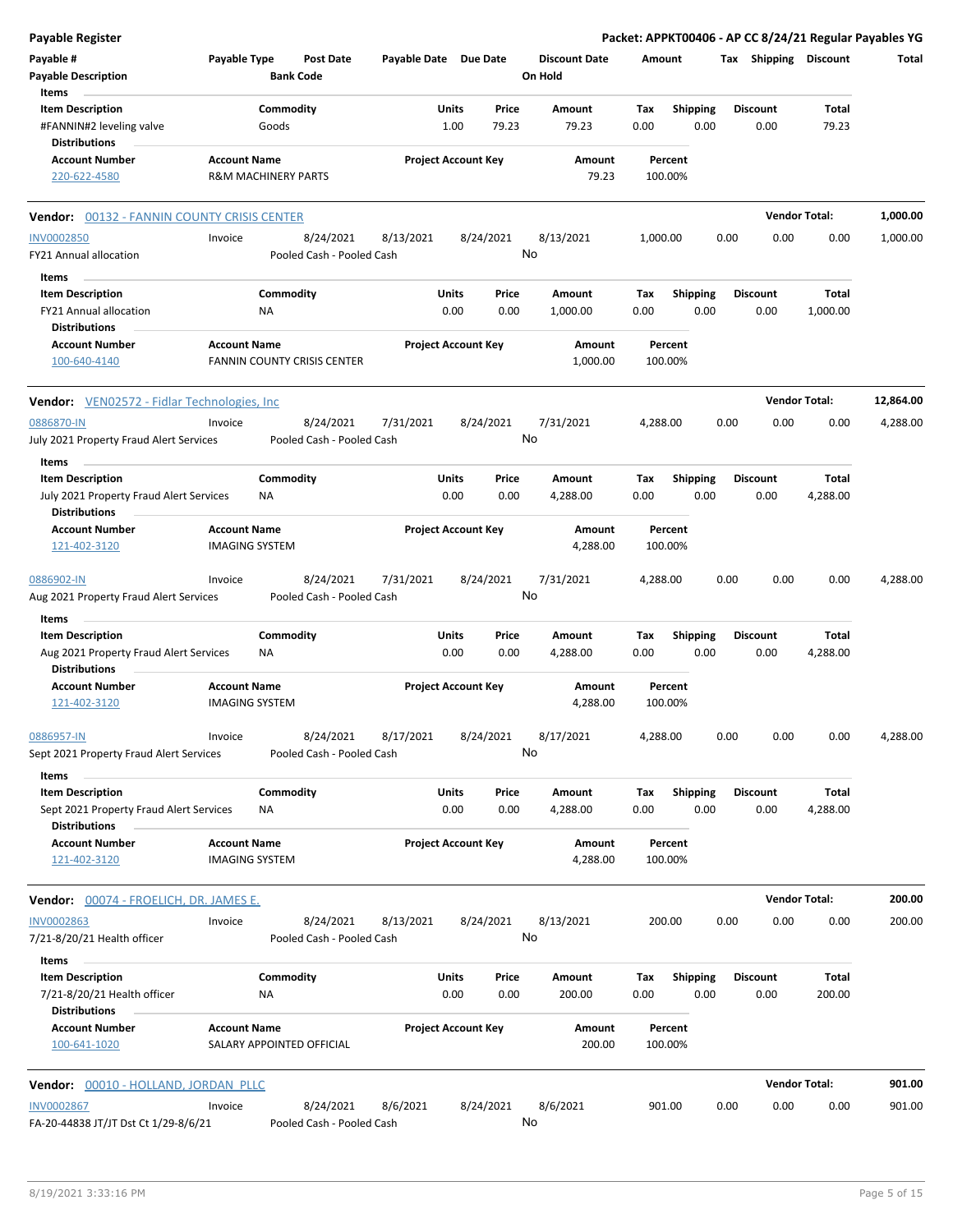**Payable Register** — **Packet: APPKT00406 - AP CC 8/24/21 Regular Payables YG**

| Payable # | Payable Type | Post Date | Payable Date | Due Date | Discount Date | Amount | Tax | Shipping | Discount | Total |
|---|---|---|---|---|---|---|---|---|---|---|
| Payable Description | | Bank Code | | | On Hold | | | | | |

**Items**

| Item Description | Commodity | Units | Price | Amount | Tax | Shipping | Discount | Total |
|---|---|---|---|---|---|---|---|---|
| #FANNIN#2 leveling valve | Goods | 1.00 | 79.23 | 79.23 | 0.00 | 0.00 | 0.00 | 79.23 |

**Distributions**

| Account Number | Account Name | Project Account Key | Amount | Percent |
|---|---|---|---|---|
| 220-622-4580 | R&M MACHINERY PARTS | | 79.23 | 100.00% |

## Vendor: 00132 - FANNIN COUNTY CRISIS CENTER — Vendor Total: 1,000.00

| Payable # | Payable Type | Post Date | Payable Date | Due Date | Discount Date | Amount | Tax | Shipping | Discount | Total |
|---|---|---|---|---|---|---|---|---|---|---|
| INV0002850 | Invoice | 8/24/2021 | 8/13/2021 | 8/24/2021 | 8/13/2021 | 1,000.00 | 0.00 | 0.00 | 0.00 | 1,000.00 |
| FY21 Annual allocation | | Pooled Cash - Pooled Cash | | | No | | | | | |

**Items**

| Item Description | Commodity | Units | Price | Amount | Tax | Shipping | Discount | Total |
|---|---|---|---|---|---|---|---|---|
| FY21 Annual allocation | NA | 0.00 | 0.00 | 1,000.00 | 0.00 | 0.00 | 0.00 | 1,000.00 |

**Distributions**

| Account Number | Account Name | Project Account Key | Amount | Percent |
|---|---|---|---|---|
| 100-640-4140 | FANNIN COUNTY CRISIS CENTER | | 1,000.00 | 100.00% |

## Vendor: VEN02572 - Fidlar Technologies, Inc — Vendor Total: 12,864.00

| Payable # | Payable Type | Post Date | Payable Date | Due Date | Discount Date | Amount | Tax | Shipping | Discount | Total |
|---|---|---|---|---|---|---|---|---|---|---|
| 0886870-IN | Invoice | 8/24/2021 | 7/31/2021 | 8/24/2021 | 7/31/2021 | 4,288.00 | 0.00 | 0.00 | 0.00 | 4,288.00 |
| July 2021 Property Fraud Alert Services | | Pooled Cash - Pooled Cash | | | No | | | | | |

**Items**

| Item Description | Commodity | Units | Price | Amount | Tax | Shipping | Discount | Total |
|---|---|---|---|---|---|---|---|---|
| July 2021 Property Fraud Alert Services | NA | 0.00 | 0.00 | 4,288.00 | 0.00 | 0.00 | 0.00 | 4,288.00 |

**Distributions**

| Account Number | Account Name | Project Account Key | Amount | Percent |
|---|---|---|---|---|
| 121-402-3120 | IMAGING SYSTEM | | 4,288.00 | 100.00% |

| Payable # | Payable Type | Post Date | Payable Date | Due Date | Discount Date | Amount | Tax | Shipping | Discount | Total |
|---|---|---|---|---|---|---|---|---|---|---|
| 0886902-IN | Invoice | 8/24/2021 | 7/31/2021 | 8/24/2021 | 7/31/2021 | 4,288.00 | 0.00 | 0.00 | 0.00 | 4,288.00 |
| Aug 2021 Property Fraud Alert Services | | Pooled Cash - Pooled Cash | | | No | | | | | |

**Items**

| Item Description | Commodity | Units | Price | Amount | Tax | Shipping | Discount | Total |
|---|---|---|---|---|---|---|---|---|
| Aug 2021 Property Fraud Alert Services | NA | 0.00 | 0.00 | 4,288.00 | 0.00 | 0.00 | 0.00 | 4,288.00 |

**Distributions**

| Account Number | Account Name | Project Account Key | Amount | Percent |
|---|---|---|---|---|
| 121-402-3120 | IMAGING SYSTEM | | 4,288.00 | 100.00% |

| Payable # | Payable Type | Post Date | Payable Date | Due Date | Discount Date | Amount | Tax | Shipping | Discount | Total |
|---|---|---|---|---|---|---|---|---|---|---|
| 0886957-IN | Invoice | 8/24/2021 | 8/17/2021 | 8/24/2021 | 8/17/2021 | 4,288.00 | 0.00 | 0.00 | 0.00 | 4,288.00 |
| Sept 2021 Property Fraud Alert Services | | Pooled Cash - Pooled Cash | | | No | | | | | |

**Items**

| Item Description | Commodity | Units | Price | Amount | Tax | Shipping | Discount | Total |
|---|---|---|---|---|---|---|---|---|
| Sept 2021 Property Fraud Alert Services | NA | 0.00 | 0.00 | 4,288.00 | 0.00 | 0.00 | 0.00 | 4,288.00 |

**Distributions**

| Account Number | Account Name | Project Account Key | Amount | Percent |
|---|---|---|---|---|
| 121-402-3120 | IMAGING SYSTEM | | 4,288.00 | 100.00% |

## Vendor: 00074 - FROELICH, DR. JAMES E. — Vendor Total: 200.00

| Payable # | Payable Type | Post Date | Payable Date | Due Date | Discount Date | Amount | Tax | Shipping | Discount | Total |
|---|---|---|---|---|---|---|---|---|---|---|
| INV0002863 | Invoice | 8/24/2021 | 8/13/2021 | 8/24/2021 | 8/13/2021 | 200.00 | 0.00 | 0.00 | 0.00 | 200.00 |
| 7/21-8/20/21 Health officer | | Pooled Cash - Pooled Cash | | | No | | | | | |

**Items**

| Item Description | Commodity | Units | Price | Amount | Tax | Shipping | Discount | Total |
|---|---|---|---|---|---|---|---|---|
| 7/21-8/20/21 Health officer | NA | 0.00 | 0.00 | 200.00 | 0.00 | 0.00 | 0.00 | 200.00 |

**Distributions**

| Account Number | Account Name | Project Account Key | Amount | Percent |
|---|---|---|---|---|
| 100-641-1020 | SALARY APPOINTED OFFICIAL | | 200.00 | 100.00% |

## Vendor: 00010 - HOLLAND, JORDAN PLLC — Vendor Total: 901.00

| Payable # | Payable Type | Post Date | Payable Date | Due Date | Discount Date | Amount | Tax | Shipping | Discount | Total |
|---|---|---|---|---|---|---|---|---|---|---|
| INV0002867 | Invoice | 8/24/2021 | 8/6/2021 | 8/24/2021 | 8/6/2021 | 901.00 | 0.00 | 0.00 | 0.00 | 901.00 |
| FA-20-44838 JT/JT Dst Ct 1/29-8/6/21 | | Pooled Cash - Pooled Cash | | | No | | | | | |

8/19/2021 3:33:16 PM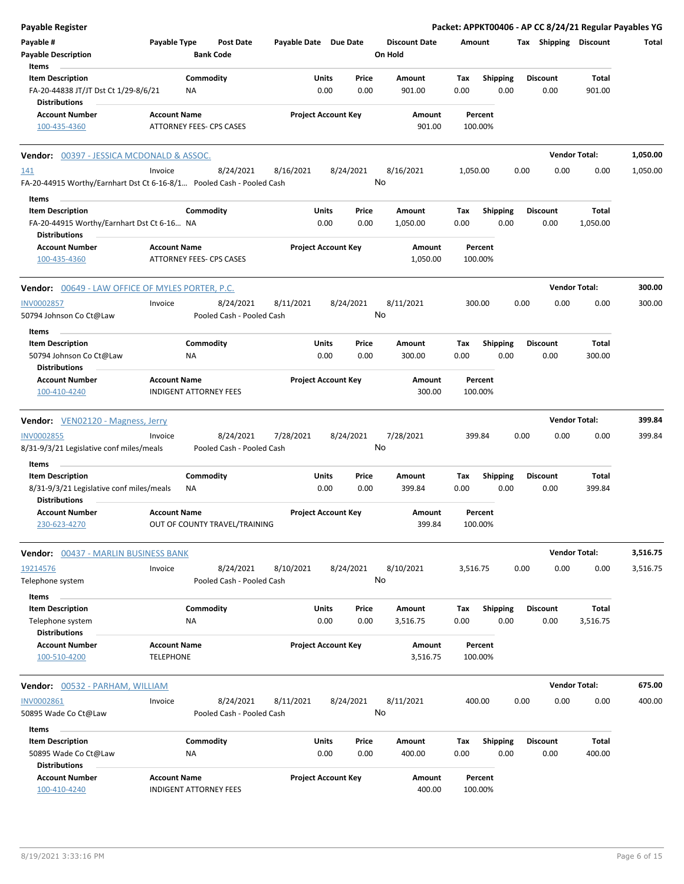**Payable Register** — **Packet: APPKT00406 - AP CC 8/24/21 Regular Payables YG**

| Payable # | Payable Type | Post Date | Payable Date | Due Date | Discount Date | Amount | Tax | Shipping | Discount | Total |
|---|---|---|---|---|---|---|---|---|---|---|
| **Payable Description** | | **Bank Code** | | | **On Hold** | | | | | |

**Items**

| Item Description | Commodity | Units | Price | Amount | Tax | Shipping | Discount | Total |
|---|---|---|---|---|---|---|---|---|
| FA-20-44838 JT/JT Dst Ct 1/29-8/6/21 | NA | 0.00 | 0.00 | 901.00 | 0.00 | 0.00 | 0.00 | 901.00 |

**Distributions**

| Account Number | Account Name | Project Account Key | Amount | Percent |
|---|---|---|---|---|
| 100-435-4360 | ATTORNEY FEES- CPS CASES | | 901.00 | 100.00% |

**Vendor: 00397 - JESSICA MCDONALD & ASSOC.** — **Vendor Total: 1,050.00**

| Payable # | Payable Type | Post Date | Payable Date | Due Date | Discount Date | Amount | Tax | Shipping | Discount | Total |
|---|---|---|---|---|---|---|---|---|---|---|
| 141 | Invoice | 8/24/2021 | 8/16/2021 | 8/24/2021 | 8/16/2021 | 1,050.00 | 0.00 | 0.00 | 0.00 | 1,050.00 |
| FA-20-44915 Worthy/Earnhart Dst Ct 6-16-8/1… | | Pooled Cash - Pooled Cash | | | No | | | | | |

**Items**

| Item Description | Commodity | Units | Price | Amount | Tax | Shipping | Discount | Total |
|---|---|---|---|---|---|---|---|---|
| FA-20-44915 Worthy/Earnhart Dst Ct 6-16… | NA | 0.00 | 0.00 | 1,050.00 | 0.00 | 0.00 | 0.00 | 1,050.00 |

**Distributions**

| Account Number | Account Name | Project Account Key | Amount | Percent |
|---|---|---|---|---|
| 100-435-4360 | ATTORNEY FEES- CPS CASES | | 1,050.00 | 100.00% |

**Vendor: 00649 - LAW OFFICE OF MYLES PORTER, P.C.** — **Vendor Total: 300.00**

| Payable # | Payable Type | Post Date | Payable Date | Due Date | Discount Date | Amount | Tax | Shipping | Discount | Total |
|---|---|---|---|---|---|---|---|---|---|---|
| INV0002857 | Invoice | 8/24/2021 | 8/11/2021 | 8/24/2021 | 8/11/2021 | 300.00 | 0.00 | 0.00 | 0.00 | 300.00 |
| 50794 Johnson Co Ct@Law | | Pooled Cash - Pooled Cash | | | No | | | | | |

**Items**

| Item Description | Commodity | Units | Price | Amount | Tax | Shipping | Discount | Total |
|---|---|---|---|---|---|---|---|---|
| 50794 Johnson Co Ct@Law | NA | 0.00 | 0.00 | 300.00 | 0.00 | 0.00 | 0.00 | 300.00 |

**Distributions**

| Account Number | Account Name | Project Account Key | Amount | Percent |
|---|---|---|---|---|
| 100-410-4240 | INDIGENT ATTORNEY FEES | | 300.00 | 100.00% |

**Vendor: VEN02120 - Magness, Jerry** — **Vendor Total: 399.84**

| Payable # | Payable Type | Post Date | Payable Date | Due Date | Discount Date | Amount | Tax | Shipping | Discount | Total |
|---|---|---|---|---|---|---|---|---|---|---|
| INV0002855 | Invoice | 8/24/2021 | 7/28/2021 | 8/24/2021 | 7/28/2021 | 399.84 | 0.00 | 0.00 | 0.00 | 399.84 |
| 8/31-9/3/21 Legislative conf miles/meals | | Pooled Cash - Pooled Cash | | | No | | | | | |

**Items**

| Item Description | Commodity | Units | Price | Amount | Tax | Shipping | Discount | Total |
|---|---|---|---|---|---|---|---|---|
| 8/31-9/3/21 Legislative conf miles/meals | NA | 0.00 | 0.00 | 399.84 | 0.00 | 0.00 | 0.00 | 399.84 |

**Distributions**

| Account Number | Account Name | Project Account Key | Amount | Percent |
|---|---|---|---|---|
| 230-623-4270 | OUT OF COUNTY TRAVEL/TRAINING | | 399.84 | 100.00% |

**Vendor: 00437 - MARLIN BUSINESS BANK** — **Vendor Total: 3,516.75**

| Payable # | Payable Type | Post Date | Payable Date | Due Date | Discount Date | Amount | Tax | Shipping | Discount | Total |
|---|---|---|---|---|---|---|---|---|---|---|
| 19214576 | Invoice | 8/24/2021 | 8/10/2021 | 8/24/2021 | 8/10/2021 | 3,516.75 | 0.00 | 0.00 | 0.00 | 3,516.75 |
| Telephone system | | Pooled Cash - Pooled Cash | | | No | | | | | |

**Items**

| Item Description | Commodity | Units | Price | Amount | Tax | Shipping | Discount | Total |
|---|---|---|---|---|---|---|---|---|
| Telephone system | NA | 0.00 | 0.00 | 3,516.75 | 0.00 | 0.00 | 0.00 | 3,516.75 |

**Distributions**

| Account Number | Account Name | Project Account Key | Amount | Percent |
|---|---|---|---|---|
| 100-510-4200 | TELEPHONE | | 3,516.75 | 100.00% |

**Vendor: 00532 - PARHAM, WILLIAM** — **Vendor Total: 675.00**

| Payable # | Payable Type | Post Date | Payable Date | Due Date | Discount Date | Amount | Tax | Shipping | Discount | Total |
|---|---|---|---|---|---|---|---|---|---|---|
| INV0002861 | Invoice | 8/24/2021 | 8/11/2021 | 8/24/2021 | 8/11/2021 | 400.00 | 0.00 | 0.00 | 0.00 | 400.00 |
| 50895 Wade Co Ct@Law | | Pooled Cash - Pooled Cash | | | No | | | | | |

**Items**

| Item Description | Commodity | Units | Price | Amount | Tax | Shipping | Discount | Total |
|---|---|---|---|---|---|---|---|---|
| 50895 Wade Co Ct@Law | NA | 0.00 | 0.00 | 400.00 | 0.00 | 0.00 | 0.00 | 400.00 |

**Distributions**

| Account Number | Account Name | Project Account Key | Amount | Percent |
|---|---|---|---|---|
| 100-410-4240 | INDIGENT ATTORNEY FEES | | 400.00 | 100.00% |

8/19/2021 3:33:16 PM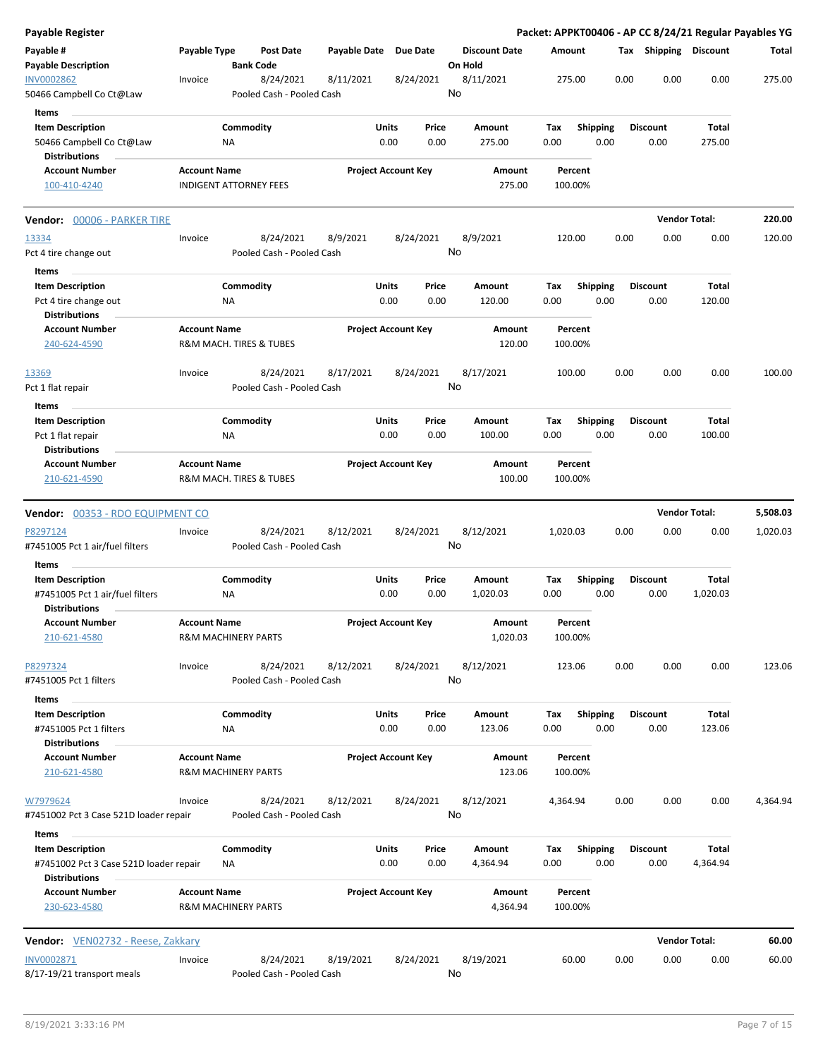**Payable Register** — **Packet: APPKT00406 - AP CC 8/24/21 Regular Payables YG**

| Payable # / Payable Description | Payable Type | Post Date / Bank Code | Payable Date | Due Date | Discount Date / On Hold | Amount | Tax | Shipping | Discount | Total |
|---|---|---|---|---|---|---|---|---|---|---|
| INV0002862 | Invoice | 8/24/2021 | 8/11/2021 | 8/24/2021 | 8/11/2021 | 275.00 | 0.00 | 0.00 | 0.00 | 275.00 |
| 50466 Campbell Co Ct@Law | | Pooled Cash - Pooled Cash | | | No | | | | | |

Items

| Item Description | Commodity | Units | Price | Amount | Tax | Shipping | Discount | Total |
|---|---|---|---|---|---|---|---|---|
| 50466 Campbell Co Ct@Law | NA | 0.00 | 0.00 | 275.00 | 0.00 | 0.00 | 0.00 | 275.00 |

Distributions

| Account Number | Account Name | Project Account Key | Amount | Percent |
|---|---|---|---|---|
| 100-410-4240 | INDIGENT ATTORNEY FEES | | 275.00 | 100.00% |

**Vendor: 00006 - PARKER TIRE** — **Vendor Total: 220.00**

| Payable # / Payable Description | Payable Type | Post Date / Bank Code | Payable Date | Due Date | Discount Date / On Hold | Amount | Tax | Shipping | Discount | Total |
|---|---|---|---|---|---|---|---|---|---|---|
| 13334 | Invoice | 8/24/2021 | 8/9/2021 | 8/24/2021 | 8/9/2021 | 120.00 | 0.00 | 0.00 | 0.00 | 120.00 |
| Pct 4 tire change out | | Pooled Cash - Pooled Cash | | | No | | | | | |

Items

| Item Description | Commodity | Units | Price | Amount | Tax | Shipping | Discount | Total |
|---|---|---|---|---|---|---|---|---|
| Pct 4 tire change out | NA | 0.00 | 0.00 | 120.00 | 0.00 | 0.00 | 0.00 | 120.00 |

Distributions

| Account Number | Account Name | Project Account Key | Amount | Percent |
|---|---|---|---|---|
| 240-624-4590 | R&M MACH. TIRES & TUBES | | 120.00 | 100.00% |

| Payable # / Payable Description | Payable Type | Post Date / Bank Code | Payable Date | Due Date | Discount Date / On Hold | Amount | Tax | Shipping | Discount | Total |
|---|---|---|---|---|---|---|---|---|---|---|
| 13369 | Invoice | 8/24/2021 | 8/17/2021 | 8/24/2021 | 8/17/2021 | 100.00 | 0.00 | 0.00 | 0.00 | 100.00 |
| Pct 1 flat repair | | Pooled Cash - Pooled Cash | | | No | | | | | |

Items

| Item Description | Commodity | Units | Price | Amount | Tax | Shipping | Discount | Total |
|---|---|---|---|---|---|---|---|---|
| Pct 1 flat repair | NA | 0.00 | 0.00 | 100.00 | 0.00 | 0.00 | 0.00 | 100.00 |

Distributions

| Account Number | Account Name | Project Account Key | Amount | Percent |
|---|---|---|---|---|
| 210-621-4590 | R&M MACH. TIRES & TUBES | | 100.00 | 100.00% |

**Vendor: 00353 - RDO EQUIPMENT CO** — **Vendor Total: 5,508.03**

| Payable # / Payable Description | Payable Type | Post Date / Bank Code | Payable Date | Due Date | Discount Date / On Hold | Amount | Tax | Shipping | Discount | Total |
|---|---|---|---|---|---|---|---|---|---|---|
| P8297124 | Invoice | 8/24/2021 | 8/12/2021 | 8/24/2021 | 8/12/2021 | 1,020.03 | 0.00 | 0.00 | 0.00 | 1,020.03 |
| #7451005 Pct 1 air/fuel filters | | Pooled Cash - Pooled Cash | | | No | | | | | |

Items

| Item Description | Commodity | Units | Price | Amount | Tax | Shipping | Discount | Total |
|---|---|---|---|---|---|---|---|---|
| #7451005 Pct 1 air/fuel filters | NA | 0.00 | 0.00 | 1,020.03 | 0.00 | 0.00 | 0.00 | 1,020.03 |

Distributions

| Account Number | Account Name | Project Account Key | Amount | Percent |
|---|---|---|---|---|
| 210-621-4580 | R&M MACHINERY PARTS | | 1,020.03 | 100.00% |

| Payable # / Payable Description | Payable Type | Post Date / Bank Code | Payable Date | Due Date | Discount Date / On Hold | Amount | Tax | Shipping | Discount | Total |
|---|---|---|---|---|---|---|---|---|---|---|
| P8297324 | Invoice | 8/24/2021 | 8/12/2021 | 8/24/2021 | 8/12/2021 | 123.06 | 0.00 | 0.00 | 0.00 | 123.06 |
| #7451005 Pct 1 filters | | Pooled Cash - Pooled Cash | | | No | | | | | |

Items

| Item Description | Commodity | Units | Price | Amount | Tax | Shipping | Discount | Total |
|---|---|---|---|---|---|---|---|---|
| #7451005 Pct 1 filters | NA | 0.00 | 0.00 | 123.06 | 0.00 | 0.00 | 0.00 | 123.06 |

Distributions

| Account Number | Account Name | Project Account Key | Amount | Percent |
|---|---|---|---|---|
| 210-621-4580 | R&M MACHINERY PARTS | | 123.06 | 100.00% |

| Payable # / Payable Description | Payable Type | Post Date / Bank Code | Payable Date | Due Date | Discount Date / On Hold | Amount | Tax | Shipping | Discount | Total |
|---|---|---|---|---|---|---|---|---|---|---|
| W7979624 | Invoice | 8/24/2021 | 8/12/2021 | 8/24/2021 | 8/12/2021 | 4,364.94 | 0.00 | 0.00 | 0.00 | 4,364.94 |
| #7451002 Pct 3 Case 521D loader repair | | Pooled Cash - Pooled Cash | | | No | | | | | |

Items

| Item Description | Commodity | Units | Price | Amount | Tax | Shipping | Discount | Total |
|---|---|---|---|---|---|---|---|---|
| #7451002 Pct 3 Case 521D loader repair | NA | 0.00 | 0.00 | 4,364.94 | 0.00 | 0.00 | 0.00 | 4,364.94 |

Distributions

| Account Number | Account Name | Project Account Key | Amount | Percent |
|---|---|---|---|---|
| 230-623-4580 | R&M MACHINERY PARTS | | 4,364.94 | 100.00% |

**Vendor: VEN02732 - Reese, Zakkary** — **Vendor Total: 60.00**

| Payable # / Payable Description | Payable Type | Post Date / Bank Code | Payable Date | Due Date | Discount Date / On Hold | Amount | Tax | Shipping | Discount | Total |
|---|---|---|---|---|---|---|---|---|---|---|
| INV0002871 | Invoice | 8/24/2021 | 8/19/2021 | 8/24/2021 | 8/19/2021 | 60.00 | 0.00 | 0.00 | 0.00 | 60.00 |
| 8/17-19/21 transport meals | | Pooled Cash - Pooled Cash | | | No | | | | | |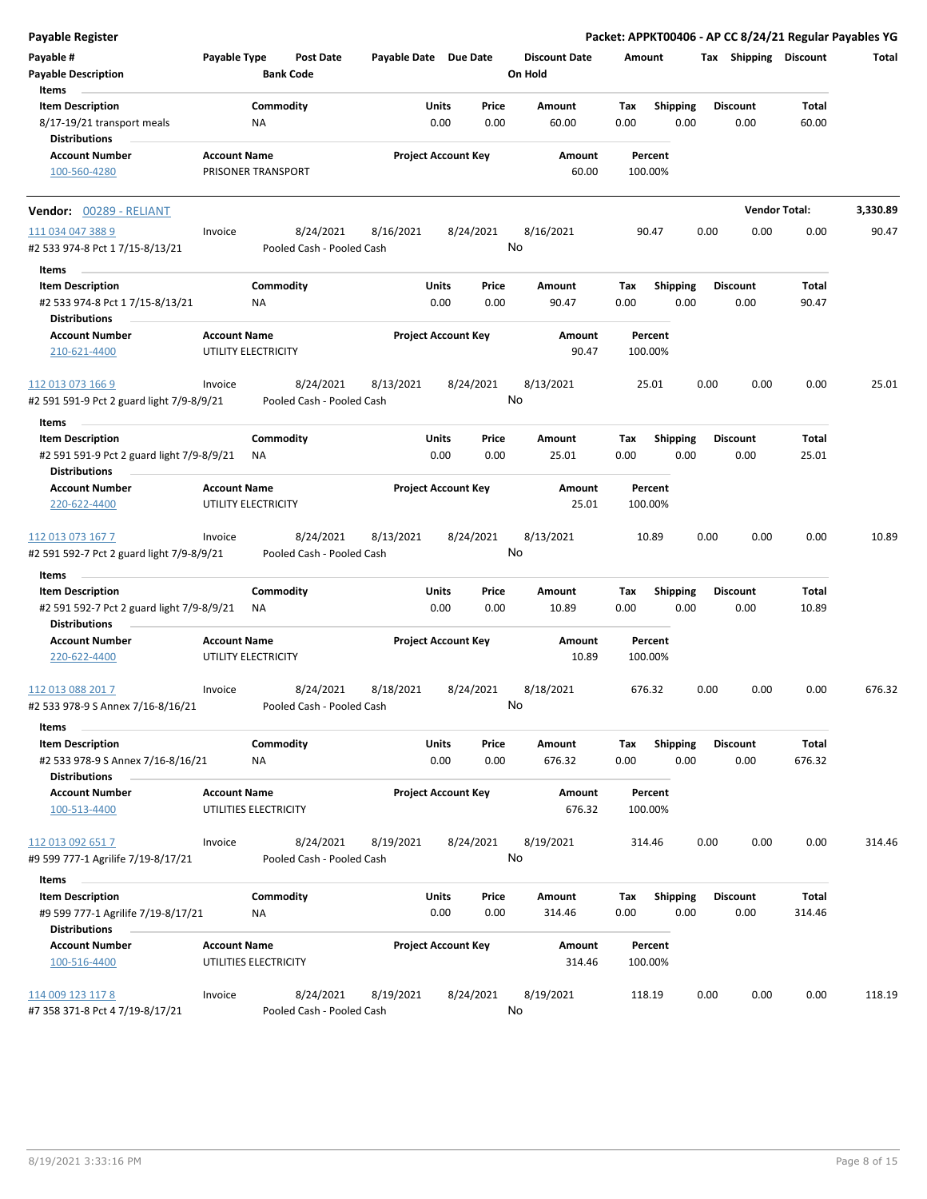**Payable Register** — **Packet: APPKT00406 - AP CC 8/24/21 Regular Payables YG**

| Payable # / Payable Description | Payable Type | Post Date / Bank Code | Payable Date | Due Date | Discount Date / On Hold | Amount | Tax | Shipping | Discount | Total |
|---|---|---|---|---|---|---|---|---|---|---|

**Items**

| Item Description | Commodity | Units | Price | Amount | Tax | Shipping | Discount | Total |
|---|---|---|---|---|---|---|---|---|
| 8/17-19/21 transport meals | NA | 0.00 | 0.00 | 60.00 | 0.00 | 0.00 | 0.00 | 60.00 |

**Distributions**

| Account Number | Account Name | Project Account Key | Amount | Percent |
|---|---|---|---|---|
| 100-560-4280 | PRISONER TRANSPORT | | 60.00 | 100.00% |

---

**Vendor: 00289 - RELIANT** — **Vendor Total: 3,330.89**

| Payable # | Payable Description | Payable Type | Post Date | Bank Code | Payable Date | Due Date | Discount Date | On Hold | Amount | Tax | Shipping | Discount | Total |
|---|---|---|---|---|---|---|---|---|---|---|---|---|---|
| 111 034 047 388 9 | #2 533 974-8 Pct 1 7/15-8/13/21 | Invoice | 8/24/2021 | Pooled Cash - Pooled Cash | 8/16/2021 | 8/24/2021 | 8/16/2021 | No | 90.47 | 0.00 | 0.00 | 0.00 | 90.47 |

**Items**

| Item Description | Commodity | Units | Price | Amount | Tax | Shipping | Discount | Total |
|---|---|---|---|---|---|---|---|---|
| #2 533 974-8 Pct 1 7/15-8/13/21 | NA | 0.00 | 0.00 | 90.47 | 0.00 | 0.00 | 0.00 | 90.47 |

**Distributions**

| Account Number | Account Name | Project Account Key | Amount | Percent |
|---|---|---|---|---|
| 210-621-4400 | UTILITY ELECTRICITY | | 90.47 | 100.00% |

| Payable # | Payable Description | Payable Type | Post Date | Bank Code | Payable Date | Due Date | Discount Date | On Hold | Amount | Tax | Shipping | Discount | Total |
|---|---|---|---|---|---|---|---|---|---|---|---|---|---|
| 112 013 073 166 9 | #2 591 591-9 Pct 2 guard light 7/9-8/9/21 | Invoice | 8/24/2021 | Pooled Cash - Pooled Cash | 8/13/2021 | 8/24/2021 | 8/13/2021 | No | 25.01 | 0.00 | 0.00 | 0.00 | 25.01 |

**Items**

| Item Description | Commodity | Units | Price | Amount | Tax | Shipping | Discount | Total |
|---|---|---|---|---|---|---|---|---|
| #2 591 591-9 Pct 2 guard light 7/9-8/9/21 | NA | 0.00 | 0.00 | 25.01 | 0.00 | 0.00 | 0.00 | 25.01 |

**Distributions**

| Account Number | Account Name | Project Account Key | Amount | Percent |
|---|---|---|---|---|
| 220-622-4400 | UTILITY ELECTRICITY | | 25.01 | 100.00% |

| Payable # | Payable Description | Payable Type | Post Date | Bank Code | Payable Date | Due Date | Discount Date | On Hold | Amount | Tax | Shipping | Discount | Total |
|---|---|---|---|---|---|---|---|---|---|---|---|---|---|
| 112 013 073 167 7 | #2 591 592-7 Pct 2 guard light 7/9-8/9/21 | Invoice | 8/24/2021 | Pooled Cash - Pooled Cash | 8/13/2021 | 8/24/2021 | 8/13/2021 | No | 10.89 | 0.00 | 0.00 | 0.00 | 10.89 |

**Items**

| Item Description | Commodity | Units | Price | Amount | Tax | Shipping | Discount | Total |
|---|---|---|---|---|---|---|---|---|
| #2 591 592-7 Pct 2 guard light 7/9-8/9/21 | NA | 0.00 | 0.00 | 10.89 | 0.00 | 0.00 | 0.00 | 10.89 |

**Distributions**

| Account Number | Account Name | Project Account Key | Amount | Percent |
|---|---|---|---|---|
| 220-622-4400 | UTILITY ELECTRICITY | | 10.89 | 100.00% |

| Payable # | Payable Description | Payable Type | Post Date | Bank Code | Payable Date | Due Date | Discount Date | On Hold | Amount | Tax | Shipping | Discount | Total |
|---|---|---|---|---|---|---|---|---|---|---|---|---|---|
| 112 013 088 201 7 | #2 533 978-9 S Annex 7/16-8/16/21 | Invoice | 8/24/2021 | Pooled Cash - Pooled Cash | 8/18/2021 | 8/24/2021 | 8/18/2021 | No | 676.32 | 0.00 | 0.00 | 0.00 | 676.32 |

**Items**

| Item Description | Commodity | Units | Price | Amount | Tax | Shipping | Discount | Total |
|---|---|---|---|---|---|---|---|---|
| #2 533 978-9 S Annex 7/16-8/16/21 | NA | 0.00 | 0.00 | 676.32 | 0.00 | 0.00 | 0.00 | 676.32 |

**Distributions**

| Account Number | Account Name | Project Account Key | Amount | Percent |
|---|---|---|---|---|
| 100-513-4400 | UTILITIES ELECTRICITY | | 676.32 | 100.00% |

| Payable # | Payable Description | Payable Type | Post Date | Bank Code | Payable Date | Due Date | Discount Date | On Hold | Amount | Tax | Shipping | Discount | Total |
|---|---|---|---|---|---|---|---|---|---|---|---|---|---|
| 112 013 092 651 7 | #9 599 777-1 Agrilife 7/19-8/17/21 | Invoice | 8/24/2021 | Pooled Cash - Pooled Cash | 8/19/2021 | 8/24/2021 | 8/19/2021 | No | 314.46 | 0.00 | 0.00 | 0.00 | 314.46 |

**Items**

| Item Description | Commodity | Units | Price | Amount | Tax | Shipping | Discount | Total |
|---|---|---|---|---|---|---|---|---|
| #9 599 777-1 Agrilife 7/19-8/17/21 | NA | 0.00 | 0.00 | 314.46 | 0.00 | 0.00 | 0.00 | 314.46 |

**Distributions**

| Account Number | Account Name | Project Account Key | Amount | Percent |
|---|---|---|---|---|
| 100-516-4400 | UTILITIES ELECTRICITY | | 314.46 | 100.00% |

| Payable # | Payable Description | Payable Type | Post Date | Bank Code | Payable Date | Due Date | Discount Date | On Hold | Amount | Tax | Shipping | Discount | Total |
|---|---|---|---|---|---|---|---|---|---|---|---|---|---|
| 114 009 123 117 8 | #7 358 371-8 Pct 4 7/19-8/17/21 | Invoice | 8/24/2021 | Pooled Cash - Pooled Cash | 8/19/2021 | 8/24/2021 | 8/19/2021 | No | 118.19 | 0.00 | 0.00 | 0.00 | 118.19 |

8/19/2021 3:33:16 PM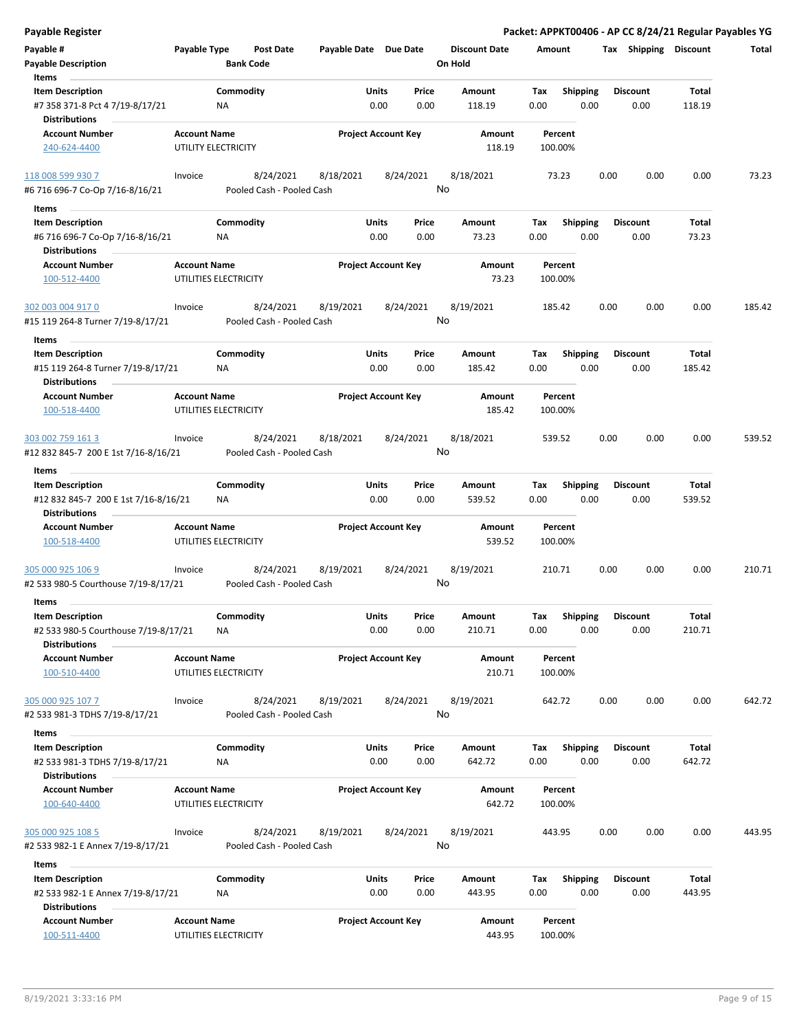**Payable Register** — **Packet: APPKT00406 - AP CC 8/24/21 Regular Payables YG**

| Payable # | Payable Type | Post Date | Payable Date | Due Date | Discount Date | Amount | Tax | Shipping | Discount | Total |
|---|---|---|---|---|---|---|---|---|---|---|
| **Payable Description** | | **Bank Code** | | | **On Hold** | | | | | |

**Items**

| Item Description | Commodity | Units | Price | Amount | Tax | Shipping | Discount | Total |
|---|---|---|---|---|---|---|---|---|
| #7 358 371-8 Pct 4 7/19-8/17/21 | NA | 0.00 | 0.00 | 118.19 | 0.00 | 0.00 | 0.00 | 118.19 |

**Distributions**

| Account Number | Account Name | Project Account Key | Amount | Percent |
|---|---|---|---|---|
| 240-624-4400 | UTILITY ELECTRICITY | | 118.19 | 100.00% |

---

| Payable # | Payable Type | Post Date | Payable Date | Due Date | Discount Date | Amount | Tax | Shipping | Discount | Total |
|---|---|---|---|---|---|---|---|---|---|---|
| 118 008 599 930 7 | Invoice | 8/24/2021 | 8/18/2021 | 8/24/2021 | 8/18/2021 | 73.23 | 0.00 | 0.00 | 0.00 | 73.23 |
| #6 716 696-7 Co-Op 7/16-8/16/21 | | Pooled Cash - Pooled Cash | | | No | | | | | |

**Items**

| Item Description | Commodity | Units | Price | Amount | Tax | Shipping | Discount | Total |
|---|---|---|---|---|---|---|---|---|
| #6 716 696-7 Co-Op 7/16-8/16/21 | NA | 0.00 | 0.00 | 73.23 | 0.00 | 0.00 | 0.00 | 73.23 |

**Distributions**

| Account Number | Account Name | Project Account Key | Amount | Percent |
|---|---|---|---|---|
| 100-512-4400 | UTILITIES ELECTRICITY | | 73.23 | 100.00% |

---

| Payable # | Payable Type | Post Date | Payable Date | Due Date | Discount Date | Amount | Tax | Shipping | Discount | Total |
|---|---|---|---|---|---|---|---|---|---|---|
| 302 003 004 917 0 | Invoice | 8/24/2021 | 8/19/2021 | 8/24/2021 | 8/19/2021 | 185.42 | 0.00 | 0.00 | 0.00 | 185.42 |
| #15 119 264-8 Turner 7/19-8/17/21 | | Pooled Cash - Pooled Cash | | | No | | | | | |

**Items**

| Item Description | Commodity | Units | Price | Amount | Tax | Shipping | Discount | Total |
|---|---|---|---|---|---|---|---|---|
| #15 119 264-8 Turner 7/19-8/17/21 | NA | 0.00 | 0.00 | 185.42 | 0.00 | 0.00 | 0.00 | 185.42 |

**Distributions**

| Account Number | Account Name | Project Account Key | Amount | Percent |
|---|---|---|---|---|
| 100-518-4400 | UTILITIES ELECTRICITY | | 185.42 | 100.00% |

---

| Payable # | Payable Type | Post Date | Payable Date | Due Date | Discount Date | Amount | Tax | Shipping | Discount | Total |
|---|---|---|---|---|---|---|---|---|---|---|
| 303 002 759 161 3 | Invoice | 8/24/2021 | 8/18/2021 | 8/24/2021 | 8/18/2021 | 539.52 | 0.00 | 0.00 | 0.00 | 539.52 |
| #12 832 845-7 200 E 1st 7/16-8/16/21 | | Pooled Cash - Pooled Cash | | | No | | | | | |

**Items**

| Item Description | Commodity | Units | Price | Amount | Tax | Shipping | Discount | Total |
|---|---|---|---|---|---|---|---|---|
| #12 832 845-7 200 E 1st 7/16-8/16/21 | NA | 0.00 | 0.00 | 539.52 | 0.00 | 0.00 | 0.00 | 539.52 |

**Distributions**

| Account Number | Account Name | Project Account Key | Amount | Percent |
|---|---|---|---|---|
| 100-518-4400 | UTILITIES ELECTRICITY | | 539.52 | 100.00% |

---

| Payable # | Payable Type | Post Date | Payable Date | Due Date | Discount Date | Amount | Tax | Shipping | Discount | Total |
|---|---|---|---|---|---|---|---|---|---|---|
| 305 000 925 106 9 | Invoice | 8/24/2021 | 8/19/2021 | 8/24/2021 | 8/19/2021 | 210.71 | 0.00 | 0.00 | 0.00 | 210.71 |
| #2 533 980-5 Courthouse 7/19-8/17/21 | | Pooled Cash - Pooled Cash | | | No | | | | | |

**Items**

| Item Description | Commodity | Units | Price | Amount | Tax | Shipping | Discount | Total |
|---|---|---|---|---|---|---|---|---|
| #2 533 980-5 Courthouse 7/19-8/17/21 | NA | 0.00 | 0.00 | 210.71 | 0.00 | 0.00 | 0.00 | 210.71 |

**Distributions**

| Account Number | Account Name | Project Account Key | Amount | Percent |
|---|---|---|---|---|
| 100-510-4400 | UTILITIES ELECTRICITY | | 210.71 | 100.00% |

---

| Payable # | Payable Type | Post Date | Payable Date | Due Date | Discount Date | Amount | Tax | Shipping | Discount | Total |
|---|---|---|---|---|---|---|---|---|---|---|
| 305 000 925 107 7 | Invoice | 8/24/2021 | 8/19/2021 | 8/24/2021 | 8/19/2021 | 642.72 | 0.00 | 0.00 | 0.00 | 642.72 |
| #2 533 981-3 TDHS 7/19-8/17/21 | | Pooled Cash - Pooled Cash | | | No | | | | | |

**Items**

| Item Description | Commodity | Units | Price | Amount | Tax | Shipping | Discount | Total |
|---|---|---|---|---|---|---|---|---|
| #2 533 981-3 TDHS 7/19-8/17/21 | NA | 0.00 | 0.00 | 642.72 | 0.00 | 0.00 | 0.00 | 642.72 |

**Distributions**

| Account Number | Account Name | Project Account Key | Amount | Percent |
|---|---|---|---|---|
| 100-640-4400 | UTILITIES ELECTRICITY | | 642.72 | 100.00% |

---

| Payable # | Payable Type | Post Date | Payable Date | Due Date | Discount Date | Amount | Tax | Shipping | Discount | Total |
|---|---|---|---|---|---|---|---|---|---|---|
| 305 000 925 108 5 | Invoice | 8/24/2021 | 8/19/2021 | 8/24/2021 | 8/19/2021 | 443.95 | 0.00 | 0.00 | 0.00 | 443.95 |
| #2 533 982-1 E Annex 7/19-8/17/21 | | Pooled Cash - Pooled Cash | | | No | | | | | |

**Items**

| Item Description | Commodity | Units | Price | Amount | Tax | Shipping | Discount | Total |
|---|---|---|---|---|---|---|---|---|
| #2 533 982-1 E Annex 7/19-8/17/21 | NA | 0.00 | 0.00 | 443.95 | 0.00 | 0.00 | 0.00 | 443.95 |

**Distributions**

| Account Number | Account Name | Project Account Key | Amount | Percent |
|---|---|---|---|---|
| 100-511-4400 | UTILITIES ELECTRICITY | | 443.95 | 100.00% |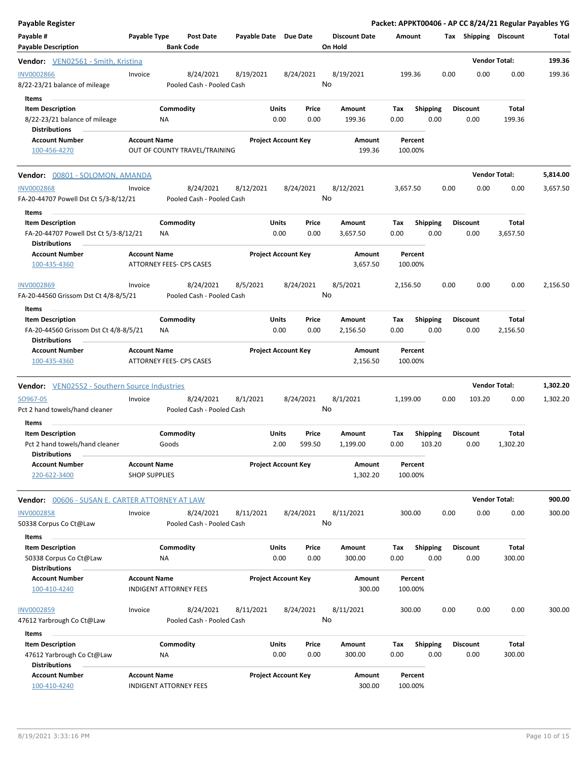**Payable Register** — **Packet: APPKT00406 - AP CC 8/24/21 Regular Payables YG**

| Payable # / Payable Description | Payable Type | Post Date / Bank Code | Payable Date | Due Date | Discount Date / On Hold | Amount | Tax | Shipping | Discount | Total |
|---|---|---|---|---|---|---|---|---|---|---|

**Vendor: VEN02561 - Smith, Kristina** — Vendor Total: **199.36**

| Payable # | Payable Type | Post Date | Payable Date | Due Date | Discount Date | Amount | Tax | Shipping | Discount | Total |
|---|---|---|---|---|---|---|---|---|---|---|
| INV0002866 | Invoice | 8/24/2021 | 8/19/2021 | 8/24/2021 | 8/19/2021 | 199.36 | 0.00 | 0.00 | 0.00 | 199.36 |

8/22-23/21 balance of mileage — Pooled Cash - Pooled Cash — On Hold: No

Items

| Item Description | Commodity | Units | Price | Amount | Tax | Shipping | Discount | Total |
|---|---|---|---|---|---|---|---|---|
| 8/22-23/21 balance of mileage | NA | 0.00 | 0.00 | 199.36 | 0.00 | 0.00 | 0.00 | 199.36 |

Distributions

| Account Number | Account Name | Project Account Key | Amount | Percent |
|---|---|---|---|---|
| 100-456-4270 | OUT OF COUNTY TRAVEL/TRAINING | | 199.36 | 100.00% |

**Vendor: 00801 - SOLOMON, AMANDA** — Vendor Total: **5,814.00**

| Payable # | Payable Type | Post Date | Payable Date | Due Date | Discount Date | Amount | Tax | Shipping | Discount | Total |
|---|---|---|---|---|---|---|---|---|---|---|
| INV0002868 | Invoice | 8/24/2021 | 8/12/2021 | 8/24/2021 | 8/12/2021 | 3,657.50 | 0.00 | 0.00 | 0.00 | 3,657.50 |

FA-20-44707 Powell Dst Ct 5/3-8/12/21 — Pooled Cash - Pooled Cash — On Hold: No

Items

| Item Description | Commodity | Units | Price | Amount | Tax | Shipping | Discount | Total |
|---|---|---|---|---|---|---|---|---|
| FA-20-44707 Powell Dst Ct 5/3-8/12/21 | NA | 0.00 | 0.00 | 3,657.50 | 0.00 | 0.00 | 0.00 | 3,657.50 |

Distributions

| Account Number | Account Name | Project Account Key | Amount | Percent |
|---|---|---|---|---|
| 100-435-4360 | ATTORNEY FEES- CPS CASES | | 3,657.50 | 100.00% |

| Payable # | Payable Type | Post Date | Payable Date | Due Date | Discount Date | Amount | Tax | Shipping | Discount | Total |
|---|---|---|---|---|---|---|---|---|---|---|
| INV0002869 | Invoice | 8/24/2021 | 8/5/2021 | 8/24/2021 | 8/5/2021 | 2,156.50 | 0.00 | 0.00 | 0.00 | 2,156.50 |

FA-20-44560 Grissom Dst Ct 4/8-8/5/21 — Pooled Cash - Pooled Cash — On Hold: No

Items

| Item Description | Commodity | Units | Price | Amount | Tax | Shipping | Discount | Total |
|---|---|---|---|---|---|---|---|---|
| FA-20-44560 Grissom Dst Ct 4/8-8/5/21 | NA | 0.00 | 0.00 | 2,156.50 | 0.00 | 0.00 | 0.00 | 2,156.50 |

Distributions

| Account Number | Account Name | Project Account Key | Amount | Percent |
|---|---|---|---|---|
| 100-435-4360 | ATTORNEY FEES- CPS CASES | | 2,156.50 | 100.00% |

**Vendor: VEN02552 - Southern Source Industries** — Vendor Total: **1,302.20**

| Payable # | Payable Type | Post Date | Payable Date | Due Date | Discount Date | Amount | Tax | Shipping | Discount | Total |
|---|---|---|---|---|---|---|---|---|---|---|
| SO967-05 | Invoice | 8/24/2021 | 8/1/2021 | 8/24/2021 | 8/1/2021 | 1,199.00 | 0.00 | 103.20 | 0.00 | 1,302.20 |

Pct 2 hand towels/hand cleaner — Pooled Cash - Pooled Cash — On Hold: No

Items

| Item Description | Commodity | Units | Price | Amount | Tax | Shipping | Discount | Total |
|---|---|---|---|---|---|---|---|---|
| Pct 2 hand towels/hand cleaner | Goods | 2.00 | 599.50 | 1,199.00 | 0.00 | 103.20 | 0.00 | 1,302.20 |

Distributions

| Account Number | Account Name | Project Account Key | Amount | Percent |
|---|---|---|---|---|
| 220-622-3400 | SHOP SUPPLIES | | 1,302.20 | 100.00% |

**Vendor: 00606 - SUSAN E. CARTER ATTORNEY AT LAW** — Vendor Total: **900.00**

| Payable # | Payable Type | Post Date | Payable Date | Due Date | Discount Date | Amount | Tax | Shipping | Discount | Total |
|---|---|---|---|---|---|---|---|---|---|---|
| INV0002858 | Invoice | 8/24/2021 | 8/11/2021 | 8/24/2021 | 8/11/2021 | 300.00 | 0.00 | 0.00 | 0.00 | 300.00 |

50338 Corpus Co Ct@Law — Pooled Cash - Pooled Cash — On Hold: No

Items

| Item Description | Commodity | Units | Price | Amount | Tax | Shipping | Discount | Total |
|---|---|---|---|---|---|---|---|---|
| 50338 Corpus Co Ct@Law | NA | 0.00 | 0.00 | 300.00 | 0.00 | 0.00 | 0.00 | 300.00 |

Distributions

| Account Number | Account Name | Project Account Key | Amount | Percent |
|---|---|---|---|---|
| 100-410-4240 | INDIGENT ATTORNEY FEES | | 300.00 | 100.00% |

| Payable # | Payable Type | Post Date | Payable Date | Due Date | Discount Date | Amount | Tax | Shipping | Discount | Total |
|---|---|---|---|---|---|---|---|---|---|---|
| INV0002859 | Invoice | 8/24/2021 | 8/11/2021 | 8/24/2021 | 8/11/2021 | 300.00 | 0.00 | 0.00 | 0.00 | 300.00 |

47612 Yarbrough Co Ct@Law — Pooled Cash - Pooled Cash — On Hold: No

Items

| Item Description | Commodity | Units | Price | Amount | Tax | Shipping | Discount | Total |
|---|---|---|---|---|---|---|---|---|
| 47612 Yarbrough Co Ct@Law | NA | 0.00 | 0.00 | 300.00 | 0.00 | 0.00 | 0.00 | 300.00 |

Distributions

| Account Number | Account Name | Project Account Key | Amount | Percent |
|---|---|---|---|---|
| 100-410-4240 | INDIGENT ATTORNEY FEES | | 300.00 | 100.00% |

8/19/2021 3:33:16 PM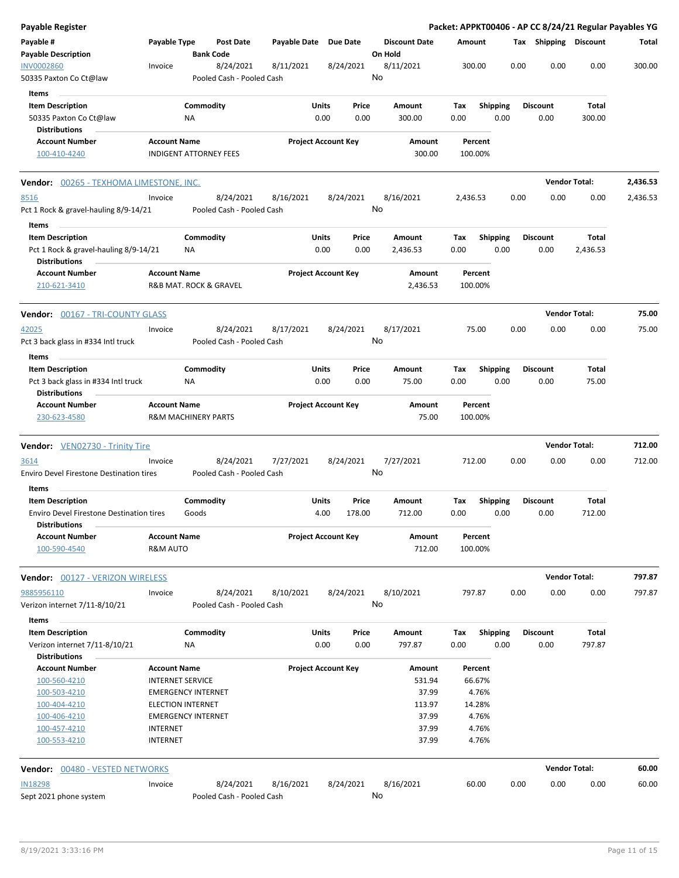**Payable Register** — **Packet: APPKT00406 - AP CC 8/24/21 Regular Payables YG**

| Payable # / Payable Description | Payable Type | Post Date / Bank Code | Payable Date | Due Date | Discount Date / On Hold | Amount | Tax | Shipping | Discount | Total |
|---|---|---|---|---|---|---|---|---|---|---|
| INV0002860<br>50335 Paxton Co Ct@law | Invoice | 8/24/2021<br>Pooled Cash - Pooled Cash | 8/11/2021 | 8/24/2021 | 8/11/2021<br>No | 300.00 | 0.00 | 0.00 | 0.00 | 300.00 |

Items

| Item Description | Commodity | Units | Price | Amount | Tax | Shipping | Discount | Total |
|---|---|---|---|---|---|---|---|---|
| 50335 Paxton Co Ct@law | NA | 0.00 | 0.00 | 300.00 | 0.00 | 0.00 | 0.00 | 300.00 |

Distributions

| Account Number | Account Name | Project Account Key | Amount | Percent |
|---|---|---|---|---|
| 100-410-4240 | INDIGENT ATTORNEY FEES | | 300.00 | 100.00% |

**Vendor: 00265 - TEXHOMA LIMESTONE, INC.** — **Vendor Total: 2,436.53**

| Payable # / Payable Description | Payable Type | Post Date / Bank Code | Payable Date | Due Date | Discount Date / On Hold | Amount | Tax | Shipping | Discount | Total |
|---|---|---|---|---|---|---|---|---|---|---|
| 8516<br>Pct 1 Rock & gravel-hauling 8/9-14/21 | Invoice | 8/24/2021<br>Pooled Cash - Pooled Cash | 8/16/2021 | 8/24/2021 | 8/16/2021<br>No | 2,436.53 | 0.00 | 0.00 | 0.00 | 2,436.53 |

Items

| Item Description | Commodity | Units | Price | Amount | Tax | Shipping | Discount | Total |
|---|---|---|---|---|---|---|---|---|
| Pct 1 Rock & gravel-hauling 8/9-14/21 | NA | 0.00 | 0.00 | 2,436.53 | 0.00 | 0.00 | 0.00 | 2,436.53 |

Distributions

| Account Number | Account Name | Project Account Key | Amount | Percent |
|---|---|---|---|---|
| 210-621-3410 | R&B MAT. ROCK & GRAVEL | | 2,436.53 | 100.00% |

**Vendor: 00167 - TRI-COUNTY GLASS** — **Vendor Total: 75.00**

| Payable # / Payable Description | Payable Type | Post Date / Bank Code | Payable Date | Due Date | Discount Date / On Hold | Amount | Tax | Shipping | Discount | Total |
|---|---|---|---|---|---|---|---|---|---|---|
| 42025<br>Pct 3 back glass in #334 Intl truck | Invoice | 8/24/2021<br>Pooled Cash - Pooled Cash | 8/17/2021 | 8/24/2021 | 8/17/2021<br>No | 75.00 | 0.00 | 0.00 | 0.00 | 75.00 |

Items

| Item Description | Commodity | Units | Price | Amount | Tax | Shipping | Discount | Total |
|---|---|---|---|---|---|---|---|---|
| Pct 3 back glass in #334 Intl truck | NA | 0.00 | 0.00 | 75.00 | 0.00 | 0.00 | 0.00 | 75.00 |

Distributions

| Account Number | Account Name | Project Account Key | Amount | Percent |
|---|---|---|---|---|
| 230-623-4580 | R&M MACHINERY PARTS | | 75.00 | 100.00% |

**Vendor: VEN02730 - Trinity Tire** — **Vendor Total: 712.00**

| Payable # / Payable Description | Payable Type | Post Date / Bank Code | Payable Date | Due Date | Discount Date / On Hold | Amount | Tax | Shipping | Discount | Total |
|---|---|---|---|---|---|---|---|---|---|---|
| 3614<br>Enviro Devel Firestone Destination tires | Invoice | 8/24/2021<br>Pooled Cash - Pooled Cash | 7/27/2021 | 8/24/2021 | 7/27/2021<br>No | 712.00 | 0.00 | 0.00 | 0.00 | 712.00 |

Items

| Item Description | Commodity | Units | Price | Amount | Tax | Shipping | Discount | Total |
|---|---|---|---|---|---|---|---|---|
| Enviro Devel Firestone Destination tires | Goods | 4.00 | 178.00 | 712.00 | 0.00 | 0.00 | 0.00 | 712.00 |

Distributions

| Account Number | Account Name | Project Account Key | Amount | Percent |
|---|---|---|---|---|
| 100-590-4540 | R&M AUTO | | 712.00 | 100.00% |

**Vendor: 00127 - VERIZON WIRELESS** — **Vendor Total: 797.87**

| Payable # / Payable Description | Payable Type | Post Date / Bank Code | Payable Date | Due Date | Discount Date / On Hold | Amount | Tax | Shipping | Discount | Total |
|---|---|---|---|---|---|---|---|---|---|---|
| 9885956110<br>Verizon internet 7/11-8/10/21 | Invoice | 8/24/2021<br>Pooled Cash - Pooled Cash | 8/10/2021 | 8/24/2021 | 8/10/2021<br>No | 797.87 | 0.00 | 0.00 | 0.00 | 797.87 |

Items

| Item Description | Commodity | Units | Price | Amount | Tax | Shipping | Discount | Total |
|---|---|---|---|---|---|---|---|---|
| Verizon internet 7/11-8/10/21 | NA | 0.00 | 0.00 | 797.87 | 0.00 | 0.00 | 0.00 | 797.87 |

Distributions

| Account Number | Account Name | Project Account Key | Amount | Percent |
|---|---|---|---|---|
| 100-560-4210 | INTERNET SERVICE | | 531.94 | 66.67% |
| 100-503-4210 | EMERGENCY INTERNET | | 37.99 | 4.76% |
| 100-404-4210 | ELECTION INTERNET | | 113.97 | 14.28% |
| 100-406-4210 | EMERGENCY INTERNET | | 37.99 | 4.76% |
| 100-457-4210 | INTERNET | | 37.99 | 4.76% |
| 100-553-4210 | INTERNET | | 37.99 | 4.76% |

**Vendor: 00480 - VESTED NETWORKS** — **Vendor Total: 60.00**

| Payable # / Payable Description | Payable Type | Post Date / Bank Code | Payable Date | Due Date | Discount Date / On Hold | Amount | Tax | Shipping | Discount | Total |
|---|---|---|---|---|---|---|---|---|---|---|
| IN18298<br>Sept 2021 phone system | Invoice | 8/24/2021<br>Pooled Cash - Pooled Cash | 8/16/2021 | 8/24/2021 | 8/16/2021<br>No | 60.00 | 0.00 | 0.00 | 0.00 | 60.00 |

8/19/2021 3:33:16 PM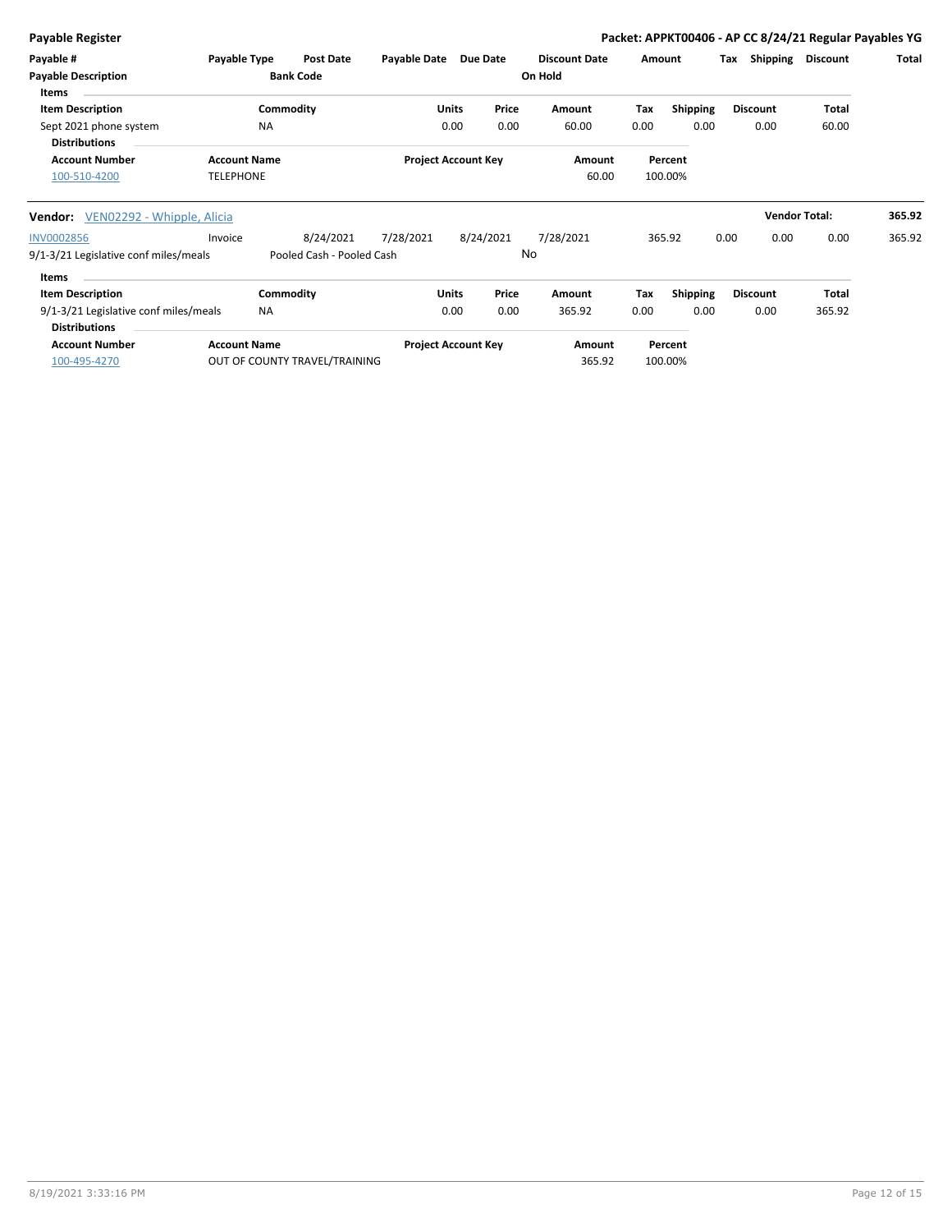| Payable # | Payable Type | Post Date | Payable Date | Due Date | Discount Date | Amount | Tax | Shipping | Discount | Total |
|---|---|---|---|---|---|---|---|---|---|---|
| Payable Description | | Bank Code | | | On Hold | | | | | |

Items

| Item Description | Commodity | Units | Price | Amount | Tax | Shipping | Discount | Total |
|---|---|---|---|---|---|---|---|---|
| Sept 2021 phone system | NA | 0.00 | 0.00 | 60.00 | 0.00 | 0.00 | 0.00 | 60.00 |

Distributions

| Account Number | Account Name | Project Account Key | Amount | Percent |
|---|---|---|---|---|
| 100-510-4200 | TELEPHONE | | 60.00 | 100.00% |

**Vendor:** VEN02292 - Whipple, Alicia — **Vendor Total: 365.92**

| Payable # | Payable Type | Post Date | Payable Date | Due Date | Discount Date | Amount | Tax | Shipping | Discount | Total |
|---|---|---|---|---|---|---|---|---|---|---|
| INV0002856 | Invoice | 8/24/2021 | 7/28/2021 | 8/24/2021 | 7/28/2021 | 365.92 | 0.00 | 0.00 | 0.00 | 365.92 |
| 9/1-3/21 Legislative conf miles/meals | | Pooled Cash - Pooled Cash | | | No | | | | | |

Items

| Item Description | Commodity | Units | Price | Amount | Tax | Shipping | Discount | Total |
|---|---|---|---|---|---|---|---|---|
| 9/1-3/21 Legislative conf miles/meals | NA | 0.00 | 0.00 | 365.92 | 0.00 | 0.00 | 0.00 | 365.92 |

Distributions

| Account Number | Account Name | Project Account Key | Amount | Percent |
|---|---|---|---|---|
| 100-495-4270 | OUT OF COUNTY TRAVEL/TRAINING | | 365.92 | 100.00% |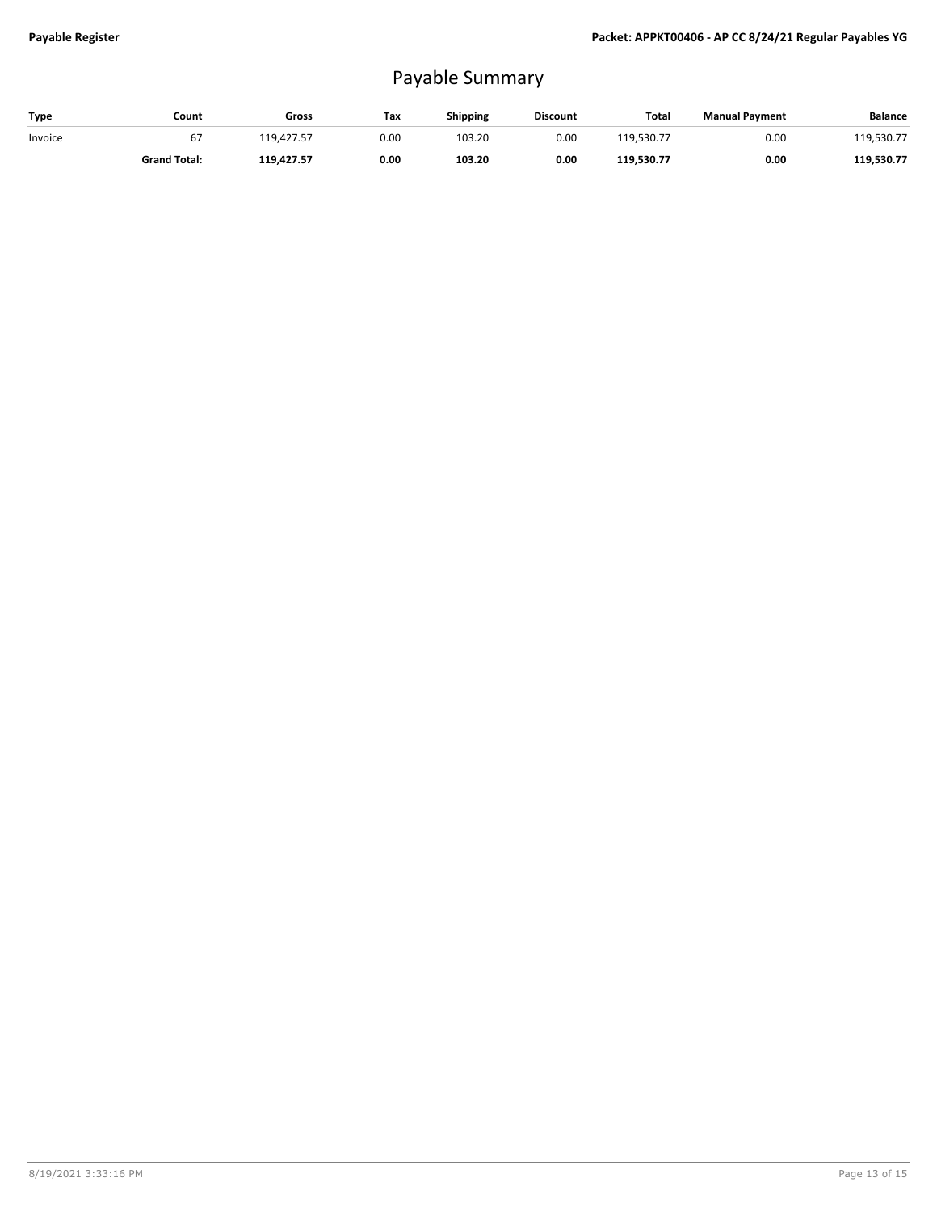# Payable Summary

| Type | Count | Gross | Tax | Shipping | Discount | Total | Manual Payment | Balance |
|---|---|---|---|---|---|---|---|---|
| Invoice | 67 | 119,427.57 | 0.00 | 103.20 | 0.00 | 119,530.77 | 0.00 | 119,530.77 |
| | **Grand Total:** | **119,427.57** | **0.00** | **103.20** | **0.00** | **119,530.77** | **0.00** | **119,530.77** |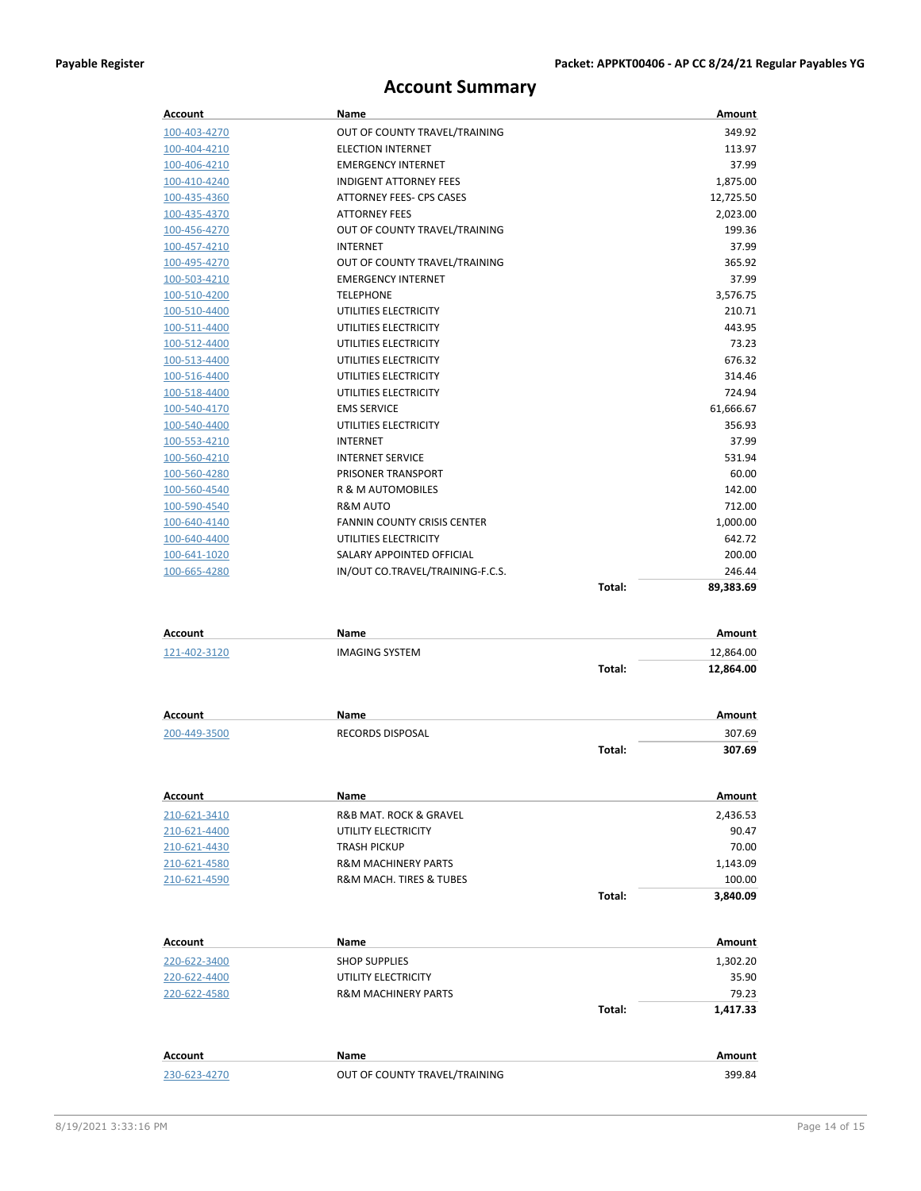# Account Summary

| Account | Name | | Amount |
|---|---|---|---|
| 100-403-4270 | OUT OF COUNTY TRAVEL/TRAINING | | 349.92 |
| 100-404-4210 | ELECTION INTERNET | | 113.97 |
| 100-406-4210 | EMERGENCY INTERNET | | 37.99 |
| 100-410-4240 | INDIGENT ATTORNEY FEES | | 1,875.00 |
| 100-435-4360 | ATTORNEY FEES- CPS CASES | | 12,725.50 |
| 100-435-4370 | ATTORNEY FEES | | 2,023.00 |
| 100-456-4270 | OUT OF COUNTY TRAVEL/TRAINING | | 199.36 |
| 100-457-4210 | INTERNET | | 37.99 |
| 100-495-4270 | OUT OF COUNTY TRAVEL/TRAINING | | 365.92 |
| 100-503-4210 | EMERGENCY INTERNET | | 37.99 |
| 100-510-4200 | TELEPHONE | | 3,576.75 |
| 100-510-4400 | UTILITIES ELECTRICITY | | 210.71 |
| 100-511-4400 | UTILITIES ELECTRICITY | | 443.95 |
| 100-512-4400 | UTILITIES ELECTRICITY | | 73.23 |
| 100-513-4400 | UTILITIES ELECTRICITY | | 676.32 |
| 100-516-4400 | UTILITIES ELECTRICITY | | 314.46 |
| 100-518-4400 | UTILITIES ELECTRICITY | | 724.94 |
| 100-540-4170 | EMS SERVICE | | 61,666.67 |
| 100-540-4400 | UTILITIES ELECTRICITY | | 356.93 |
| 100-553-4210 | INTERNET | | 37.99 |
| 100-560-4210 | INTERNET SERVICE | | 531.94 |
| 100-560-4280 | PRISONER TRANSPORT | | 60.00 |
| 100-560-4540 | R & M AUTOMOBILES | | 142.00 |
| 100-590-4540 | R&M AUTO | | 712.00 |
| 100-640-4140 | FANNIN COUNTY CRISIS CENTER | | 1,000.00 |
| 100-640-4400 | UTILITIES ELECTRICITY | | 642.72 |
| 100-641-1020 | SALARY APPOINTED OFFICIAL | | 200.00 |
| 100-665-4280 | IN/OUT CO.TRAVEL/TRAINING-F.C.S. | | 246.44 |
| | | **Total:** | **89,383.69** |

| Account | Name | | Amount |
|---|---|---|---|
| 121-402-3120 | IMAGING SYSTEM | | 12,864.00 |
| | | **Total:** | **12,864.00** |

| Account | Name | | Amount |
|---|---|---|---|
| 200-449-3500 | RECORDS DISPOSAL | | 307.69 |
| | | **Total:** | **307.69** |

| Account | Name | | Amount |
|---|---|---|---|
| 210-621-3410 | R&B MAT. ROCK & GRAVEL | | 2,436.53 |
| 210-621-4400 | UTILITY ELECTRICITY | | 90.47 |
| 210-621-4430 | TRASH PICKUP | | 70.00 |
| 210-621-4580 | R&M MACHINERY PARTS | | 1,143.09 |
| 210-621-4590 | R&M MACH. TIRES & TUBES | | 100.00 |
| | | **Total:** | **3,840.09** |

| Account | Name | | Amount |
|---|---|---|---|
| 220-622-3400 | SHOP SUPPLIES | | 1,302.20 |
| 220-622-4400 | UTILITY ELECTRICITY | | 35.90 |
| 220-622-4580 | R&M MACHINERY PARTS | | 79.23 |
| | | **Total:** | **1,417.33** |

| Account | Name | Amount |
|---|---|---|
| 230-623-4270 | OUT OF COUNTY TRAVEL/TRAINING | 399.84 |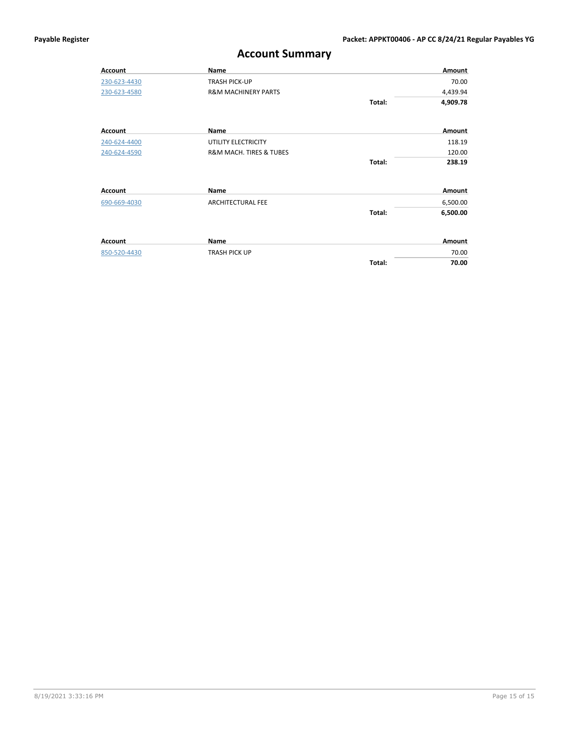# Account Summary

| Account | Name | | Amount |
|---|---|---|---|
| 230-623-4430 | TRASH PICK-UP | | 70.00 |
| 230-623-4580 | R&M MACHINERY PARTS | | 4,439.94 |
| | | **Total:** | **4,909.78** |

| Account | Name | | Amount |
|---|---|---|---|
| 240-624-4400 | UTILITY ELECTRICITY | | 118.19 |
| 240-624-4590 | R&M MACH. TIRES & TUBES | | 120.00 |
| | | **Total:** | **238.19** |

| Account | Name | | Amount |
|---|---|---|---|
| 690-669-4030 | ARCHITECTURAL FEE | | 6,500.00 |
| | | **Total:** | **6,500.00** |

| Account | Name | | Amount |
|---|---|---|---|
| 850-520-4430 | TRASH PICK UP | | 70.00 |
| | | **Total:** | **70.00** |